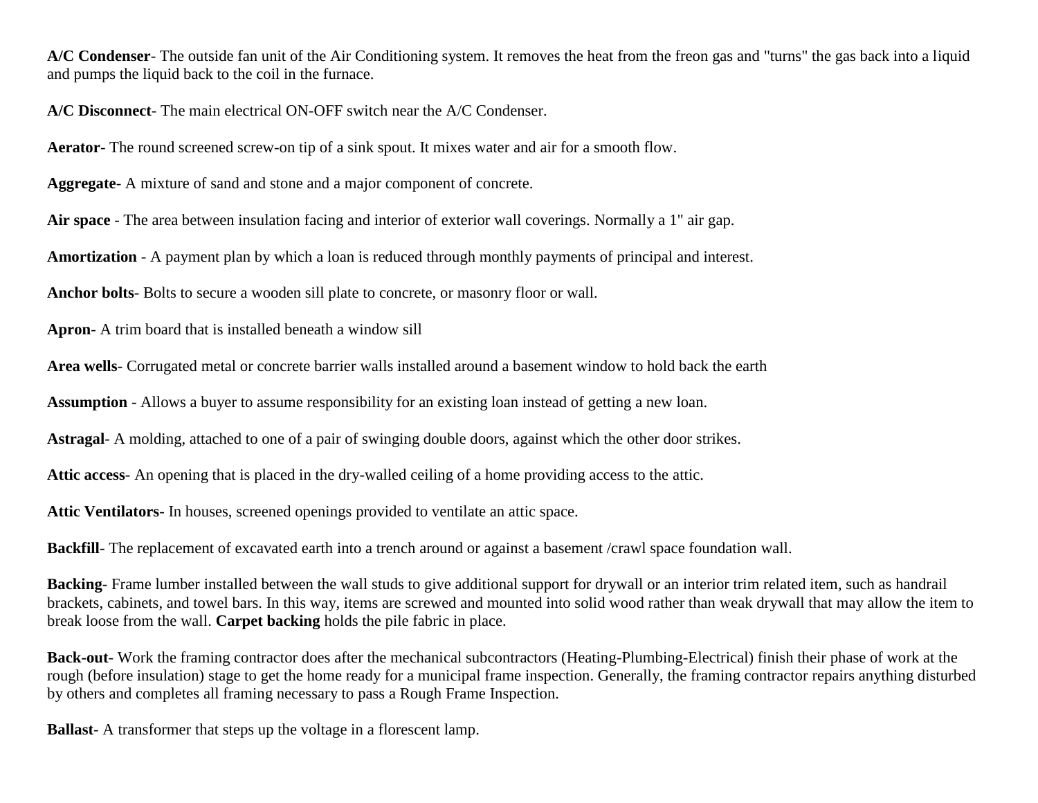**A/C Condenser**- The outside fan unit of the Air Conditioning system. It removes the heat from the freon gas and "turns" the gas back into a liquid and pumps the liquid back to the coil in the furnace.

**A/C Disconnect**- The main electrical ON-OFF switch near the A/C Condenser.

**Aerator**- The round screened screw-on tip of a sink spout. It mixes water and air for a smooth flow.

**Aggregate**- A mixture of sand and stone and a major component of concrete.

**Air space** - The area between insulation facing and interior of exterior wall coverings. Normally a 1" air gap.

**Amortization** - A payment plan by which a loan is reduced through monthly payments of principal and interest.

**Anchor bolts**- Bolts to secure a wooden sill plate to concrete, or masonry floor or wall.

**Apron**- A trim board that is installed beneath a window sill

**Area wells**- Corrugated metal or concrete barrier walls installed around a basement window to hold back the earth

**Assumption** - Allows a buyer to assume responsibility for an existing loan instead of getting a new loan.

**Astragal**- A molding, attached to one of a pair of swinging double doors, against which the other door strikes.

**Attic access**- An opening that is placed in the dry-walled ceiling of a home providing access to the attic.

**Attic Ventilators**- In houses, screened openings provided to ventilate an attic space.

**Backfill**- The replacement of excavated earth into a trench around or against a basement /crawl space foundation wall.

**Backing**- Frame lumber installed between the wall studs to give additional support for drywall or an interior trim related item, such as handrail brackets, cabinets, and towel bars. In this way, items are screwed and mounted into solid wood rather than weak drywall that may allow the item to break loose from the wall. **Carpet backing** holds the pile fabric in place.

**Back-out**- Work the framing contractor does after the mechanical subcontractors (Heating-Plumbing-Electrical) finish their phase of work at the rough (before insulation) stage to get the home ready for a municipal frame inspection. Generally, the framing contractor repairs anything disturbed by others and completes all framing necessary to pass a Rough Frame Inspection.

**Ballast**- A transformer that steps up the voltage in a florescent lamp.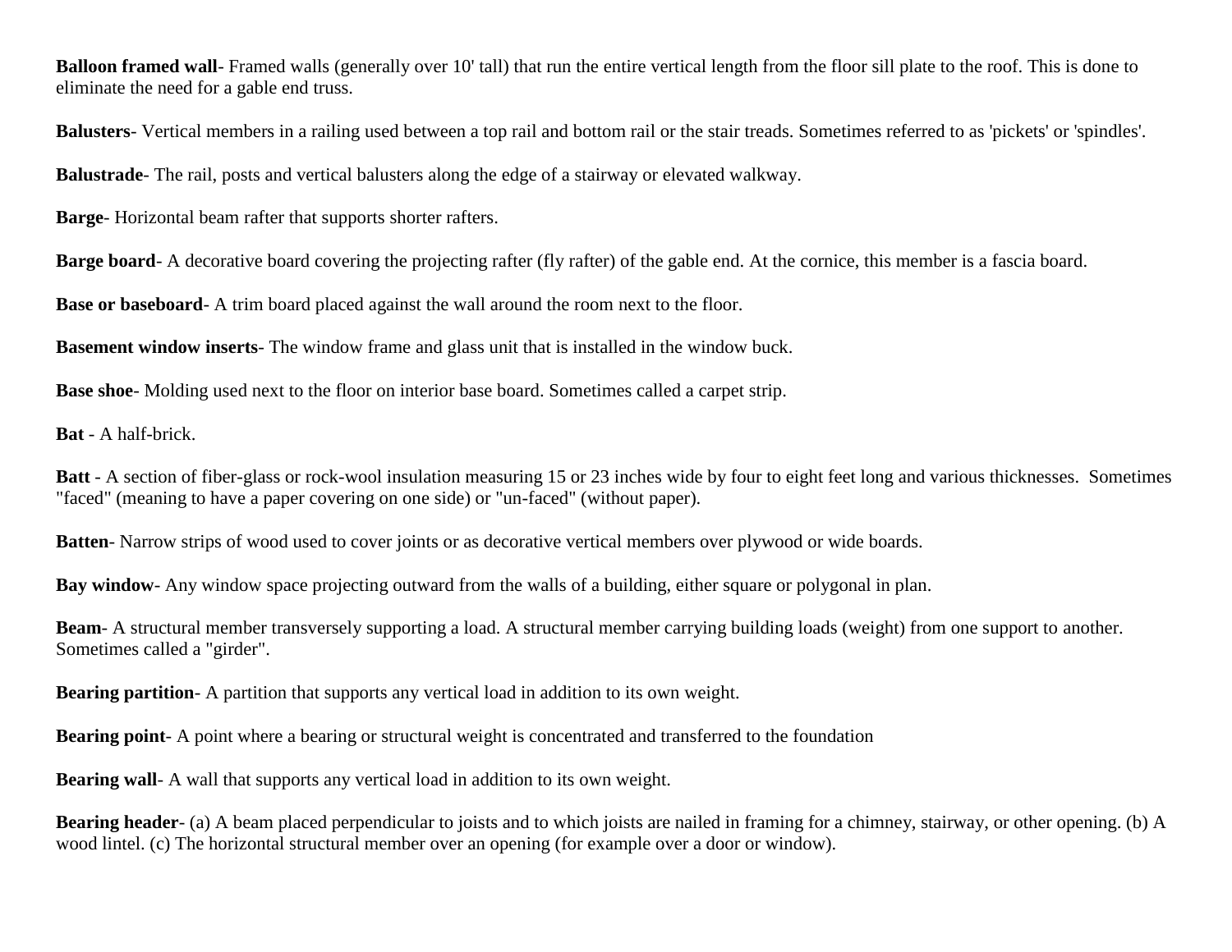**Balloon framed wall**- Framed walls (generally over 10' tall) that run the entire vertical length from the floor sill plate to the roof. This is done to eliminate the need for a gable end truss.

**Balusters**- Vertical members in a railing used between a top rail and bottom rail or the stair treads. Sometimes referred to as 'pickets' or 'spindles'.

**Balustrade**- The rail, posts and vertical balusters along the edge of a stairway or elevated walkway.

**Barge**- Horizontal beam rafter that supports shorter rafters.

**Barge board**- A decorative board covering the projecting rafter (fly rafter) of the gable end. At the cornice, this member is a fascia board.

**Base or baseboard**- A trim board placed against the wall around the room next to the floor.

**Basement window inserts**- The window frame and glass unit that is installed in the window buck.

**Base shoe**- Molding used next to the floor on interior base board. Sometimes called a carpet strip.

**Bat** - A half-brick.

**Batt** - A section of fiber-glass or rock-wool insulation measuring 15 or 23 inches wide by four to eight feet long and various thicknesses. Sometimes "faced" (meaning to have a paper covering on one side) or "un-faced" (without paper).

**Batten**- Narrow strips of wood used to cover joints or as decorative vertical members over plywood or wide boards.

**Bay window**- Any window space projecting outward from the walls of a building, either square or polygonal in plan.

**Beam**- A structural member transversely supporting a load. A structural member carrying building loads (weight) from one support to another. Sometimes called a "girder".

**Bearing partition**- A partition that supports any vertical load in addition to its own weight.

**Bearing point**- A point where a bearing or structural weight is concentrated and transferred to the foundation

**Bearing wall**- A wall that supports any vertical load in addition to its own weight.

**Bearing header**- (a) A beam placed perpendicular to joists and to which joists are nailed in framing for a chimney, stairway, or other opening. (b) A wood lintel. (c) The horizontal structural member over an opening (for example over a door or window).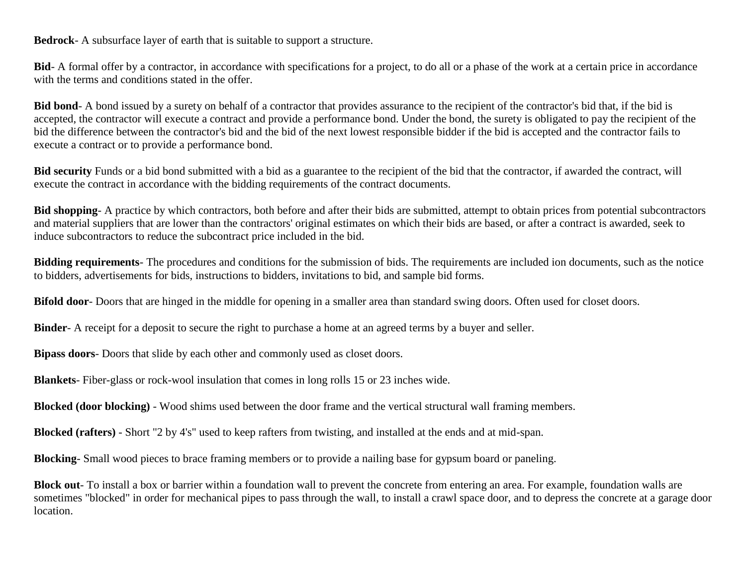**Bedrock**- A subsurface layer of earth that is suitable to support a structure.

**Bid**- A formal offer by a contractor, in accordance with specifications for a project, to do all or a phase of the work at a certain price in accordance with the terms and conditions stated in the offer.

**Bid bond**- A bond issued by a surety on behalf of a contractor that provides assurance to the recipient of the contractor's bid that, if the bid is accepted, the contractor will execute a contract and provide a performance bond. Under the bond, the surety is obligated to pay the recipient of the bid the difference between the contractor's bid and the bid of the next lowest responsible bidder if the bid is accepted and the contractor fails to execute a contract or to provide a performance bond.

**Bid security** Funds or a bid bond submitted with a bid as a guarantee to the recipient of the bid that the contractor, if awarded the contract, will execute the contract in accordance with the bidding requirements of the contract documents.

**Bid shopping**- A practice by which contractors, both before and after their bids are submitted, attempt to obtain prices from potential subcontractors and material suppliers that are lower than the contractors' original estimates on which their bids are based, or after a contract is awarded, seek to induce subcontractors to reduce the subcontract price included in the bid.

**Bidding requirements**- The procedures and conditions for the submission of bids. The requirements are included ion documents, such as the notice to bidders, advertisements for bids, instructions to bidders, invitations to bid, and sample bid forms.

**Bifold door**- Doors that are hinged in the middle for opening in a smaller area than standard swing doors. Often used for closet doors.

**Binder**- A receipt for a deposit to secure the right to purchase a home at an agreed terms by a buyer and seller.

**Bipass doors**- Doors that slide by each other and commonly used as closet doors.

**Blankets**- Fiber-glass or rock-wool insulation that comes in long rolls 15 or 23 inches wide.

**Blocked (door blocking)** - Wood shims used between the door frame and the vertical structural wall framing members.

**Blocked (rafters)** - Short "2 by 4's" used to keep rafters from twisting, and installed at the ends and at mid-span.

**Blocking**- Small wood pieces to brace framing members or to provide a nailing base for gypsum board or paneling.

**Block out**- To install a box or barrier within a foundation wall to prevent the concrete from entering an area. For example, foundation walls are sometimes "blocked" in order for mechanical pipes to pass through the wall, to install a crawl space door, and to depress the concrete at a garage door location.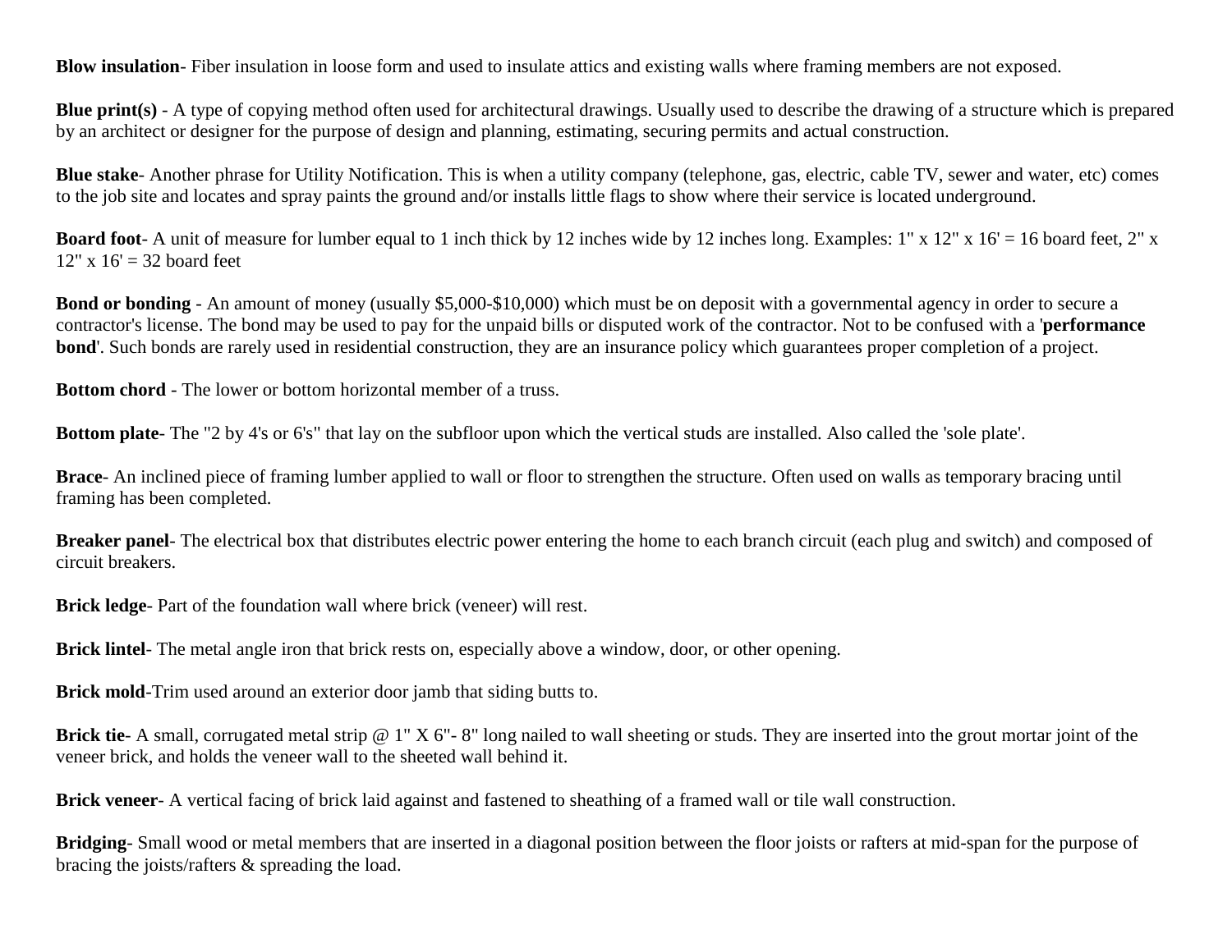**Blow insulation**- Fiber insulation in loose form and used to insulate attics and existing walls where framing members are not exposed.

**Blue print(s)** - A type of copying method often used for architectural drawings. Usually used to describe the drawing of a structure which is prepared by an architect or designer for the purpose of design and planning, estimating, securing permits and actual construction.

**Blue stake**- Another phrase for Utility Notification. This is when a utility company (telephone, gas, electric, cable TV, sewer and water, etc) comes to the job site and locates and spray paints the ground and/or installs little flags to show where their service is located underground.

**Board foot**- A unit of measure for lumber equal to 1 inch thick by 12 inches wide by 12 inches long. Examples: 1" x 12" x 16' = 16 board feet, 2" x 12" x 16' = 32 board feet

**Bond or bonding** - An amount of money (usually $5,000-$10,000) which must be on deposit with a governmental agency in order to secure a contractor's license. The bond may be used to pay for the unpaid bills or disputed work of the contractor. Not to be confused with a '**performance bond**'. Such bonds are rarely used in residential construction, they are an insurance policy which guarantees proper completion of a project.

**Bottom chord** - The lower or bottom horizontal member of a truss.

**Bottom plate**- The "2 by 4's or 6's" that lay on the subfloor upon which the vertical studs are installed. Also called the 'sole plate'.

**Brace**- An inclined piece of framing lumber applied to wall or floor to strengthen the structure. Often used on walls as temporary bracing until framing has been completed.

**Breaker panel**- The electrical box that distributes electric power entering the home to each branch circuit (each plug and switch) and composed of circuit breakers.

**Brick ledge**- Part of the foundation wall where brick (veneer) will rest.

**Brick lintel**- The metal angle iron that brick rests on, especially above a window, door, or other opening.

**Brick mold**-Trim used around an exterior door jamb that siding butts to.

**Brick tie**- A small, corrugated metal strip @ 1" X 6"- 8" long nailed to wall sheeting or studs. They are inserted into the grout mortar joint of the veneer brick, and holds the veneer wall to the sheeted wall behind it.

**Brick veneer**- A vertical facing of brick laid against and fastened to sheathing of a framed wall or tile wall construction.

**Bridging**- Small wood or metal members that are inserted in a diagonal position between the floor joists or rafters at mid-span for the purpose of bracing the joists/rafters & spreading the load.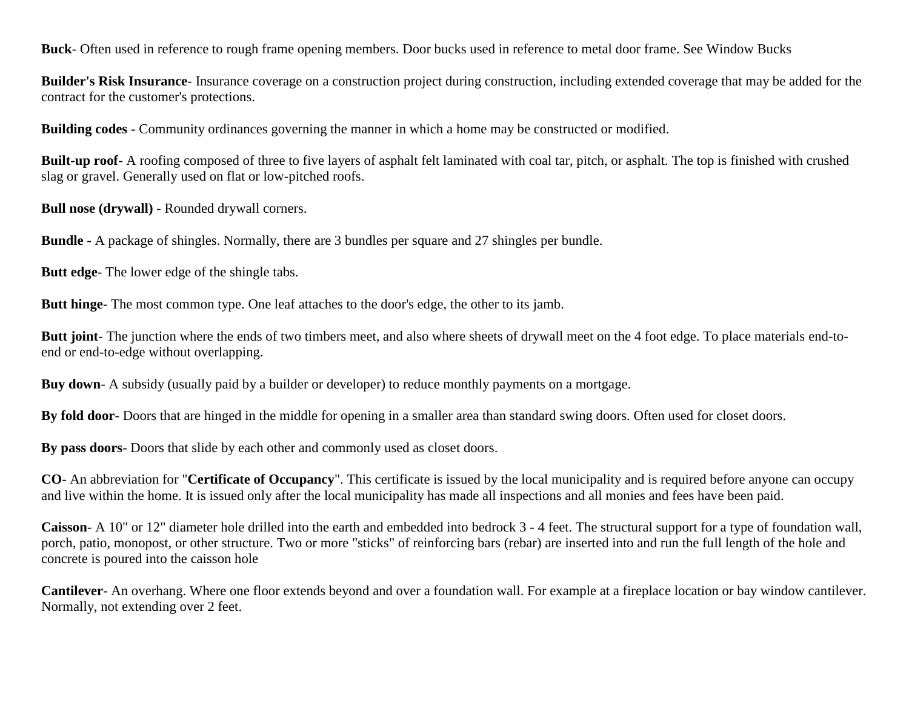**Buck**- Often used in reference to rough frame opening members. Door bucks used in reference to metal door frame. See Window Bucks

**Builder's Risk Insurance**- Insurance coverage on a construction project during construction, including extended coverage that may be added for the contract for the customer's protections.

**Building codes -** Community ordinances governing the manner in which a home may be constructed or modified.

**Built-up roof**- A roofing composed of three to five layers of asphalt felt laminated with coal tar, pitch, or asphalt. The top is finished with crushed slag or gravel. Generally used on flat or low-pitched roofs.

**Bull nose (drywall)** - Rounded drywall corners.

**Bundle** - A package of shingles. Normally, there are 3 bundles per square and 27 shingles per bundle.

**Butt edge**- The lower edge of the shingle tabs.

**Butt hinge-** The most common type. One leaf attaches to the door's edge, the other to its jamb.

**Butt joint**- The junction where the ends of two timbers meet, and also where sheets of drywall meet on the 4 foot edge. To place materials end-to-end or end-to-edge without overlapping.

**Buy down**- A subsidy (usually paid by a builder or developer) to reduce monthly payments on a mortgage.

**By fold door**- Doors that are hinged in the middle for opening in a smaller area than standard swing doors. Often used for closet doors.

**By pass doors**- Doors that slide by each other and commonly used as closet doors.

**CO**- An abbreviation for "**Certificate of Occupancy**". This certificate is issued by the local municipality and is required before anyone can occupy and live within the home. It is issued only after the local municipality has made all inspections and all monies and fees have been paid.

**Caisson**- A 10" or 12" diameter hole drilled into the earth and embedded into bedrock 3 - 4 feet. The structural support for a type of foundation wall, porch, patio, monopost, or other structure. Two or more "sticks" of reinforcing bars (rebar) are inserted into and run the full length of the hole and concrete is poured into the caisson hole

**Cantilever**- An overhang. Where one floor extends beyond and over a foundation wall. For example at a fireplace location or bay window cantilever. Normally, not extending over 2 feet.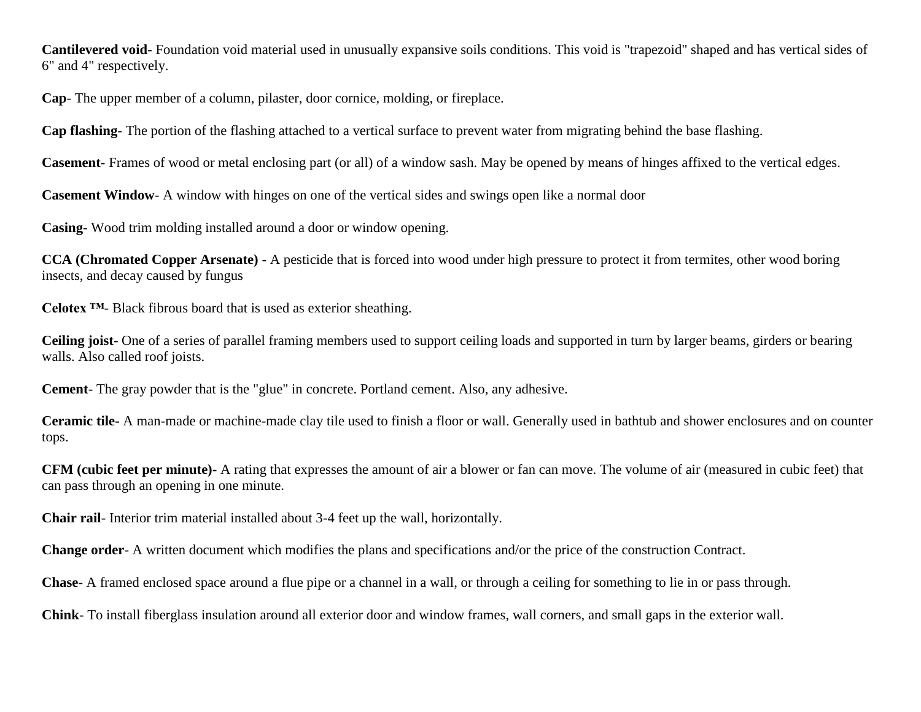**Cantilevered void**- Foundation void material used in unusually expansive soils conditions. This void is "trapezoid" shaped and has vertical sides of 6" and 4" respectively.

**Cap**- The upper member of a column, pilaster, door cornice, molding, or fireplace.

**Cap flashing**- The portion of the flashing attached to a vertical surface to prevent water from migrating behind the base flashing.

**Casement**- Frames of wood or metal enclosing part (or all) of a window sash. May be opened by means of hinges affixed to the vertical edges.

**Casement Window**- A window with hinges on one of the vertical sides and swings open like a normal door

**Casing**- Wood trim molding installed around a door or window opening.

**CCA (Chromated Copper Arsenate)** - A pesticide that is forced into wood under high pressure to protect it from termites, other wood boring insects, and decay caused by fungus

**Celotex ™-** Black fibrous board that is used as exterior sheathing.

**Ceiling joist**- One of a series of parallel framing members used to support ceiling loads and supported in turn by larger beams, girders or bearing walls. Also called roof joists.

**Cement**- The gray powder that is the "glue" in concrete. Portland cement. Also, any adhesive.

**Ceramic tile-** A man-made or machine-made clay tile used to finish a floor or wall. Generally used in bathtub and shower enclosures and on counter tops.

**CFM (cubic feet per minute)-** A rating that expresses the amount of air a blower or fan can move. The volume of air (measured in cubic feet) that can pass through an opening in one minute.

**Chair rail**- Interior trim material installed about 3-4 feet up the wall, horizontally.

**Change order**- A written document which modifies the plans and specifications and/or the price of the construction Contract.

**Chase**- A framed enclosed space around a flue pipe or a channel in a wall, or through a ceiling for something to lie in or pass through.

**Chink**- To install fiberglass insulation around all exterior door and window frames, wall corners, and small gaps in the exterior wall.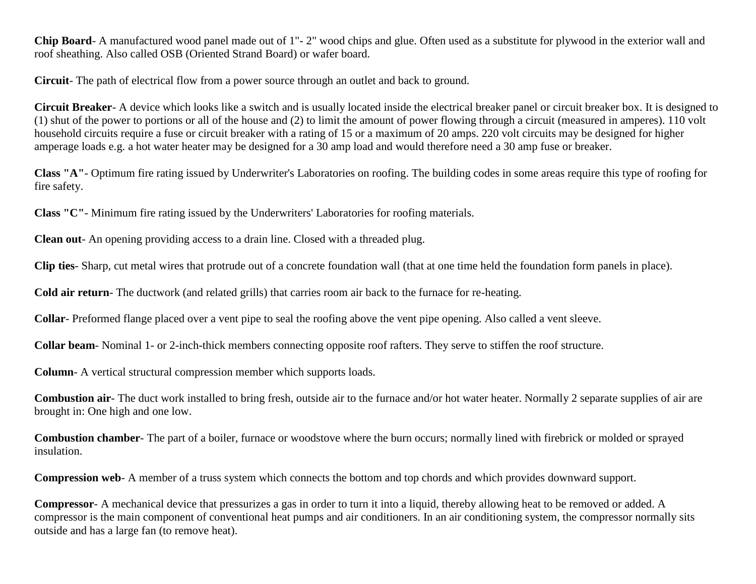**Chip Board**- A manufactured wood panel made out of 1"- 2" wood chips and glue. Often used as a substitute for plywood in the exterior wall and roof sheathing. Also called OSB (Oriented Strand Board) or wafer board.

**Circuit**- The path of electrical flow from a power source through an outlet and back to ground.

**Circuit Breaker**- A device which looks like a switch and is usually located inside the electrical breaker panel or circuit breaker box. It is designed to (1) shut of the power to portions or all of the house and (2) to limit the amount of power flowing through a circuit (measured in amperes). 110 volt household circuits require a fuse or circuit breaker with a rating of 15 or a maximum of 20 amps. 220 volt circuits may be designed for higher amperage loads e.g. a hot water heater may be designed for a 30 amp load and would therefore need a 30 amp fuse or breaker.

**Class "A"**- Optimum fire rating issued by Underwriter's Laboratories on roofing. The building codes in some areas require this type of roofing for fire safety.

**Class "C"**- Minimum fire rating issued by the Underwriters' Laboratories for roofing materials.

**Clean out**- An opening providing access to a drain line. Closed with a threaded plug.

**Clip ties**- Sharp, cut metal wires that protrude out of a concrete foundation wall (that at one time held the foundation form panels in place).

**Cold air return**- The ductwork (and related grills) that carries room air back to the furnace for re-heating.

**Collar**- Preformed flange placed over a vent pipe to seal the roofing above the vent pipe opening. Also called a vent sleeve.

**Collar beam**- Nominal 1- or 2-inch-thick members connecting opposite roof rafters. They serve to stiffen the roof structure.

**Column**- A vertical structural compression member which supports loads.

**Combustion air**- The duct work installed to bring fresh, outside air to the furnace and/or hot water heater. Normally 2 separate supplies of air are brought in: One high and one low.

**Combustion chamber**- The part of a boiler, furnace or woodstove where the burn occurs; normally lined with firebrick or molded or sprayed insulation.

**Compression web**- A member of a truss system which connects the bottom and top chords and which provides downward support.

**Compressor**- A mechanical device that pressurizes a gas in order to turn it into a liquid, thereby allowing heat to be removed or added. A compressor is the main component of conventional heat pumps and air conditioners. In an air conditioning system, the compressor normally sits outside and has a large fan (to remove heat).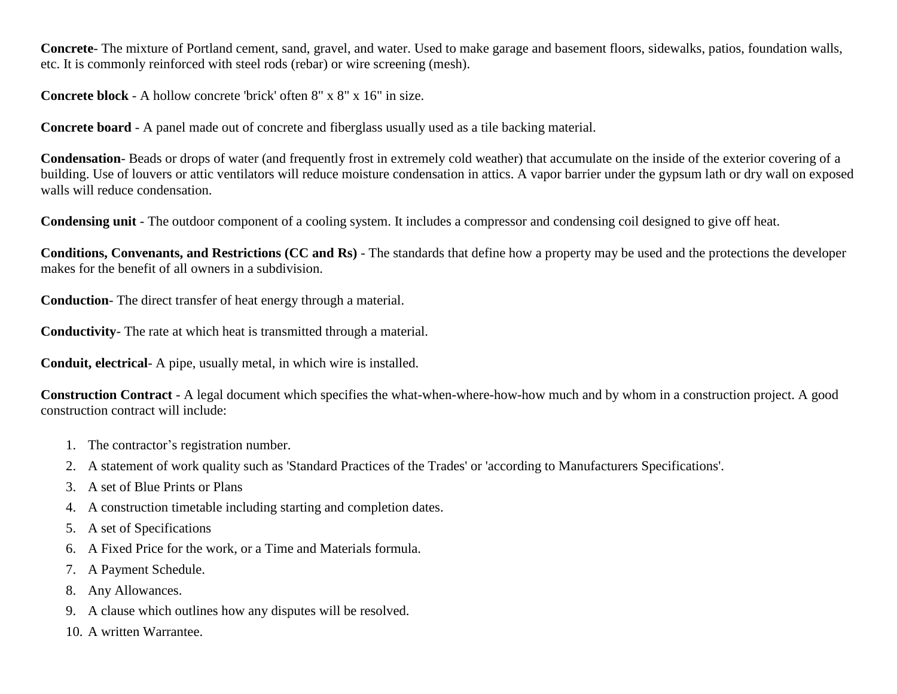**Concrete**- The mixture of Portland cement, sand, gravel, and water. Used to make garage and basement floors, sidewalks, patios, foundation walls, etc. It is commonly reinforced with steel rods (rebar) or wire screening (mesh).

**Concrete block** - A hollow concrete 'brick' often 8" x 8" x 16" in size.

**Concrete board** - A panel made out of concrete and fiberglass usually used as a tile backing material.

**Condensation**- Beads or drops of water (and frequently frost in extremely cold weather) that accumulate on the inside of the exterior covering of a building. Use of louvers or attic ventilators will reduce moisture condensation in attics. A vapor barrier under the gypsum lath or dry wall on exposed walls will reduce condensation.

**Condensing unit** - The outdoor component of a cooling system. It includes a compressor and condensing coil designed to give off heat.

**Conditions, Convenants, and Restrictions (CC and Rs)** - The standards that define how a property may be used and the protections the developer makes for the benefit of all owners in a subdivision.

**Conduction**- The direct transfer of heat energy through a material.

**Conductivity**- The rate at which heat is transmitted through a material.

**Conduit, electrical**- A pipe, usually metal, in which wire is installed.

**Construction Contract** - A legal document which specifies the what-when-where-how-how much and by whom in a construction project. A good construction contract will include:

1. The contractor's registration number.
2. A statement of work quality such as 'Standard Practices of the Trades' or 'according to Manufacturers Specifications'.
3. A set of Blue Prints or Plans
4. A construction timetable including starting and completion dates.
5. A set of Specifications
6. A Fixed Price for the work, or a Time and Materials formula.
7. A Payment Schedule.
8. Any Allowances.
9. A clause which outlines how any disputes will be resolved.
10. A written Warrantee.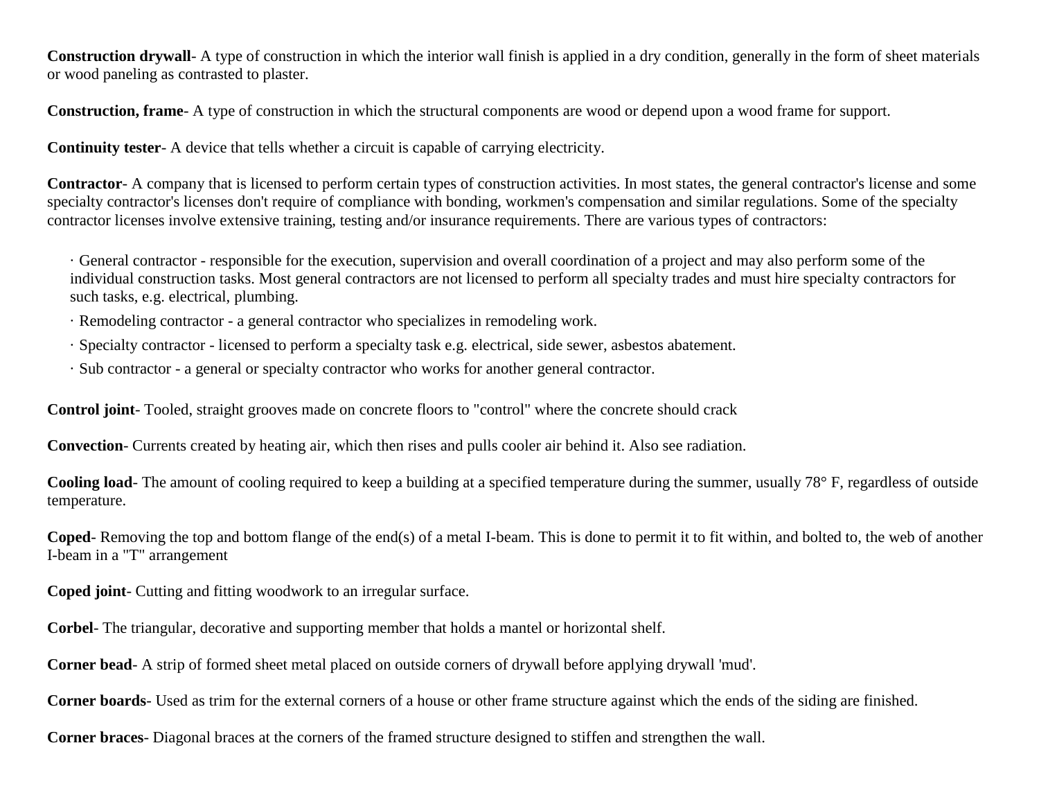**Construction drywall**- A type of construction in which the interior wall finish is applied in a dry condition, generally in the form of sheet materials or wood paneling as contrasted to plaster.

**Construction, frame**- A type of construction in which the structural components are wood or depend upon a wood frame for support.

**Continuity tester**- A device that tells whether a circuit is capable of carrying electricity.

**Contractor**- A company that is licensed to perform certain types of construction activities. In most states, the general contractor's license and some specialty contractor's licenses don't require of compliance with bonding, workmen's compensation and similar regulations. Some of the specialty contractor licenses involve extensive training, testing and/or insurance requirements. There are various types of contractors:

- General contractor - responsible for the execution, supervision and overall coordination of a project and may also perform some of the individual construction tasks. Most general contractors are not licensed to perform all specialty trades and must hire specialty contractors for such tasks, e.g. electrical, plumbing.
- Remodeling contractor - a general contractor who specializes in remodeling work.
- Specialty contractor - licensed to perform a specialty task e.g. electrical, side sewer, asbestos abatement.
- Sub contractor - a general or specialty contractor who works for another general contractor.

**Control joint**- Tooled, straight grooves made on concrete floors to "control" where the concrete should crack

**Convection**- Currents created by heating air, which then rises and pulls cooler air behind it. Also see radiation.

**Cooling load**- The amount of cooling required to keep a building at a specified temperature during the summer, usually 78° F, regardless of outside temperature.

**Coped**- Removing the top and bottom flange of the end(s) of a metal I-beam. This is done to permit it to fit within, and bolted to, the web of another I-beam in a "T" arrangement

**Coped joint**- Cutting and fitting woodwork to an irregular surface.

**Corbel**- The triangular, decorative and supporting member that holds a mantel or horizontal shelf.

**Corner bead**- A strip of formed sheet metal placed on outside corners of drywall before applying drywall 'mud'.

**Corner boards**- Used as trim for the external corners of a house or other frame structure against which the ends of the siding are finished.

**Corner braces**- Diagonal braces at the corners of the framed structure designed to stiffen and strengthen the wall.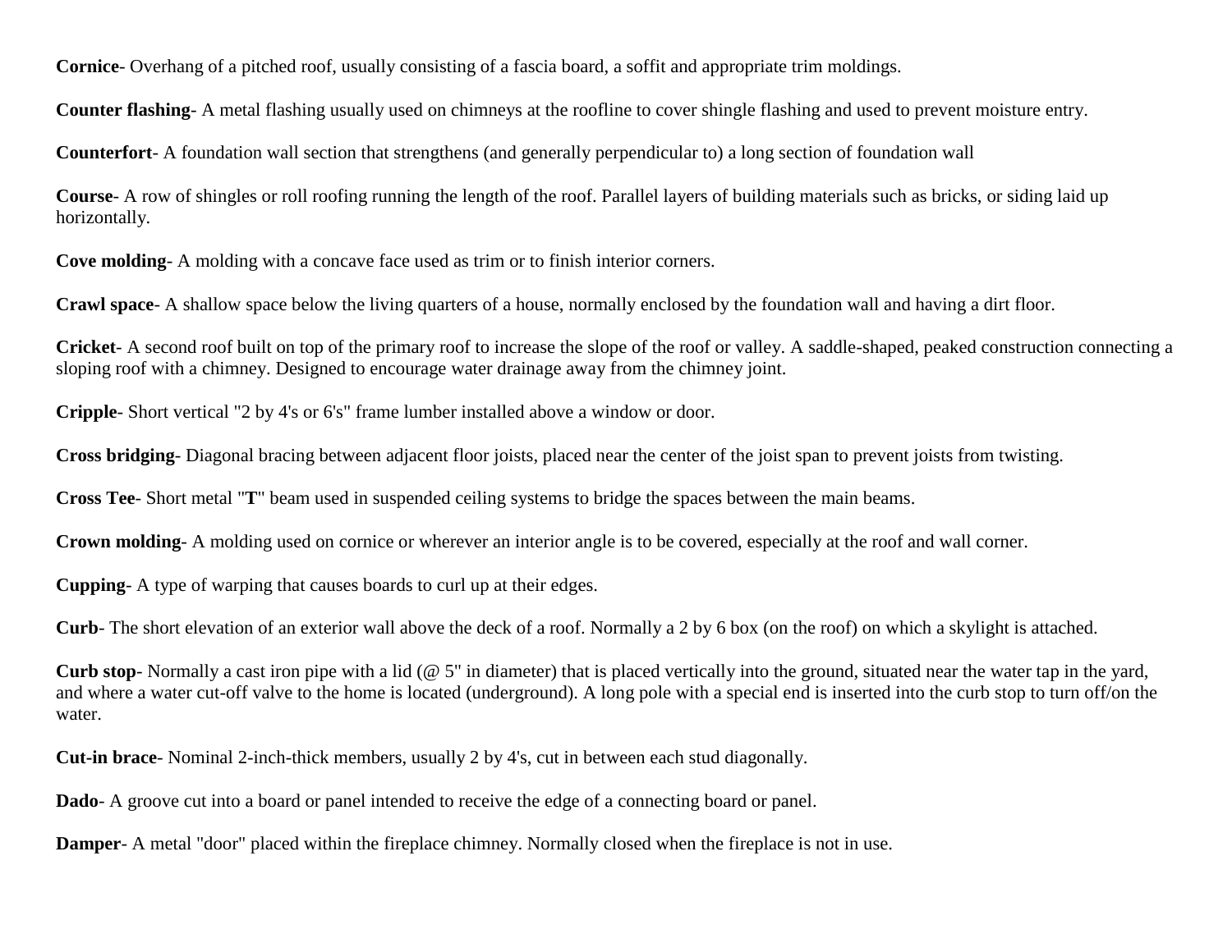**Cornice**- Overhang of a pitched roof, usually consisting of a fascia board, a soffit and appropriate trim moldings.

**Counter flashing**- A metal flashing usually used on chimneys at the roofline to cover shingle flashing and used to prevent moisture entry.

**Counterfort**- A foundation wall section that strengthens (and generally perpendicular to) a long section of foundation wall

**Course**- A row of shingles or roll roofing running the length of the roof. Parallel layers of building materials such as bricks, or siding laid up horizontally.

**Cove molding**- A molding with a concave face used as trim or to finish interior corners.

**Crawl space**- A shallow space below the living quarters of a house, normally enclosed by the foundation wall and having a dirt floor.

**Cricket**- A second roof built on top of the primary roof to increase the slope of the roof or valley. A saddle-shaped, peaked construction connecting a sloping roof with a chimney. Designed to encourage water drainage away from the chimney joint.

**Cripple**- Short vertical "2 by 4's or 6's" frame lumber installed above a window or door.

**Cross bridging**- Diagonal bracing between adjacent floor joists, placed near the center of the joist span to prevent joists from twisting.

**Cross Tee**- Short metal "**T**" beam used in suspended ceiling systems to bridge the spaces between the main beams.

**Crown molding**- A molding used on cornice or wherever an interior angle is to be covered, especially at the roof and wall corner.

**Cupping**- A type of warping that causes boards to curl up at their edges.

**Curb**- The short elevation of an exterior wall above the deck of a roof. Normally a 2 by 6 box (on the roof) on which a skylight is attached.

**Curb stop**- Normally a cast iron pipe with a lid (@ 5" in diameter) that is placed vertically into the ground, situated near the water tap in the yard, and where a water cut-off valve to the home is located (underground). A long pole with a special end is inserted into the curb stop to turn off/on the water.

**Cut-in brace**- Nominal 2-inch-thick members, usually 2 by 4's, cut in between each stud diagonally.

**Dado**- A groove cut into a board or panel intended to receive the edge of a connecting board or panel.

**Damper**- A metal "door" placed within the fireplace chimney. Normally closed when the fireplace is not in use.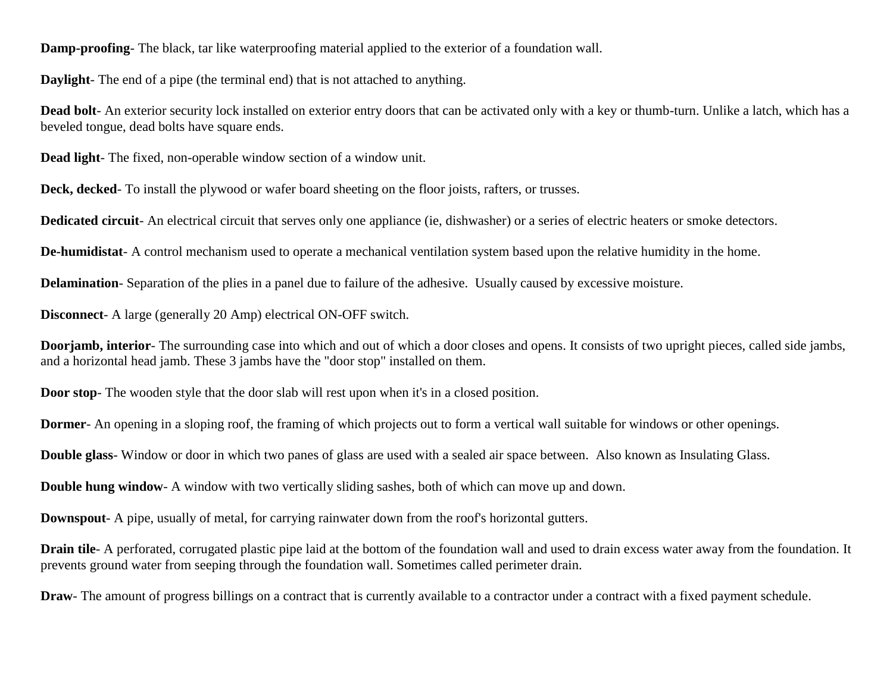**Damp-proofing**- The black, tar like waterproofing material applied to the exterior of a foundation wall.

**Daylight**- The end of a pipe (the terminal end) that is not attached to anything.

**Dead bolt**- An exterior security lock installed on exterior entry doors that can be activated only with a key or thumb-turn. Unlike a latch, which has a beveled tongue, dead bolts have square ends.

**Dead light**- The fixed, non-operable window section of a window unit.

**Deck, decked**- To install the plywood or wafer board sheeting on the floor joists, rafters, or trusses.

**Dedicated circuit**- An electrical circuit that serves only one appliance (ie, dishwasher) or a series of electric heaters or smoke detectors.

**De-humidistat**- A control mechanism used to operate a mechanical ventilation system based upon the relative humidity in the home.

**Delamination**- Separation of the plies in a panel due to failure of the adhesive. Usually caused by excessive moisture.

**Disconnect**- A large (generally 20 Amp) electrical ON-OFF switch.

**Doorjamb, interior**- The surrounding case into which and out of which a door closes and opens. It consists of two upright pieces, called side jambs, and a horizontal head jamb. These 3 jambs have the "door stop" installed on them.

**Door stop**- The wooden style that the door slab will rest upon when it's in a closed position.

**Dormer**- An opening in a sloping roof, the framing of which projects out to form a vertical wall suitable for windows or other openings.

**Double glass**- Window or door in which two panes of glass are used with a sealed air space between. Also known as Insulating Glass.

**Double hung window**- A window with two vertically sliding sashes, both of which can move up and down.

**Downspout**- A pipe, usually of metal, for carrying rainwater down from the roof's horizontal gutters.

**Drain tile**- A perforated, corrugated plastic pipe laid at the bottom of the foundation wall and used to drain excess water away from the foundation. It prevents ground water from seeping through the foundation wall. Sometimes called perimeter drain.

**Draw**- The amount of progress billings on a contract that is currently available to a contractor under a contract with a fixed payment schedule.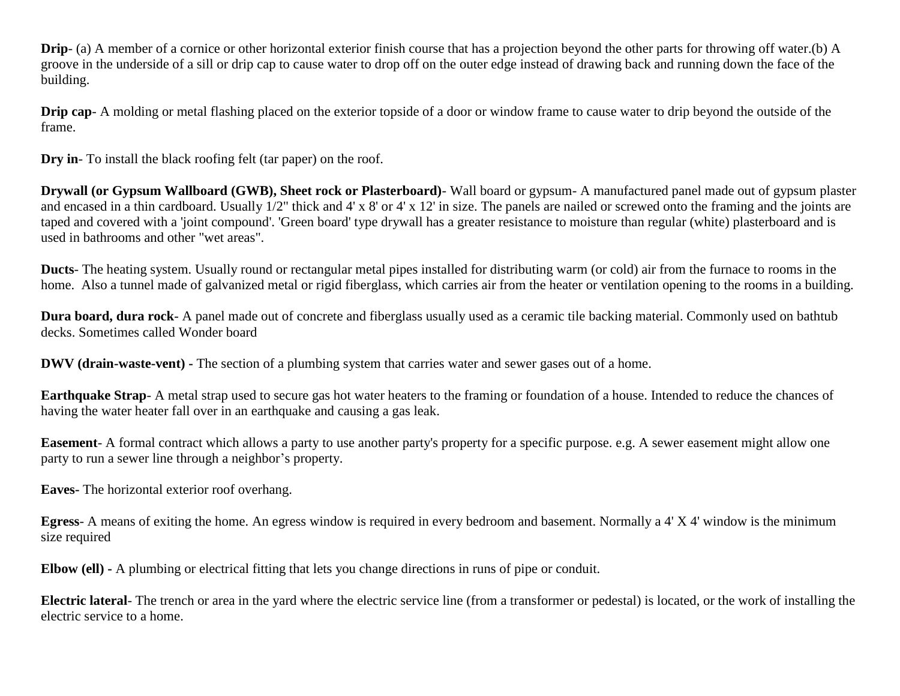**Drip**- (a) A member of a cornice or other horizontal exterior finish course that has a projection beyond the other parts for throwing off water.(b) A groove in the underside of a sill or drip cap to cause water to drop off on the outer edge instead of drawing back and running down the face of the building.

**Drip cap**- A molding or metal flashing placed on the exterior topside of a door or window frame to cause water to drip beyond the outside of the frame.

**Dry in**- To install the black roofing felt (tar paper) on the roof.

**Drywall (or Gypsum Wallboard (GWB), Sheet rock or Plasterboard)**- Wall board or gypsum- A manufactured panel made out of gypsum plaster and encased in a thin cardboard. Usually 1/2" thick and 4' x 8' or 4' x 12' in size. The panels are nailed or screwed onto the framing and the joints are taped and covered with a 'joint compound'. 'Green board' type drywall has a greater resistance to moisture than regular (white) plasterboard and is used in bathrooms and other "wet areas".

**Ducts**- The heating system. Usually round or rectangular metal pipes installed for distributing warm (or cold) air from the furnace to rooms in the home. Also a tunnel made of galvanized metal or rigid fiberglass, which carries air from the heater or ventilation opening to the rooms in a building.

**Dura board, dura rock**- A panel made out of concrete and fiberglass usually used as a ceramic tile backing material. Commonly used on bathtub decks. Sometimes called Wonder board

**DWV (drain-waste-vent) -** The section of a plumbing system that carries water and sewer gases out of a home.

**Earthquake Strap**- A metal strap used to secure gas hot water heaters to the framing or foundation of a house. Intended to reduce the chances of having the water heater fall over in an earthquake and causing a gas leak.

**Easement**- A formal contract which allows a party to use another party's property for a specific purpose. e.g. A sewer easement might allow one party to run a sewer line through a neighbor's property.

**Eaves-** The horizontal exterior roof overhang.

**Egress**- A means of exiting the home. An egress window is required in every bedroom and basement. Normally a 4' X 4' window is the minimum size required

**Elbow (ell) -** A plumbing or electrical fitting that lets you change directions in runs of pipe or conduit.

**Electric lateral**- The trench or area in the yard where the electric service line (from a transformer or pedestal) is located, or the work of installing the electric service to a home.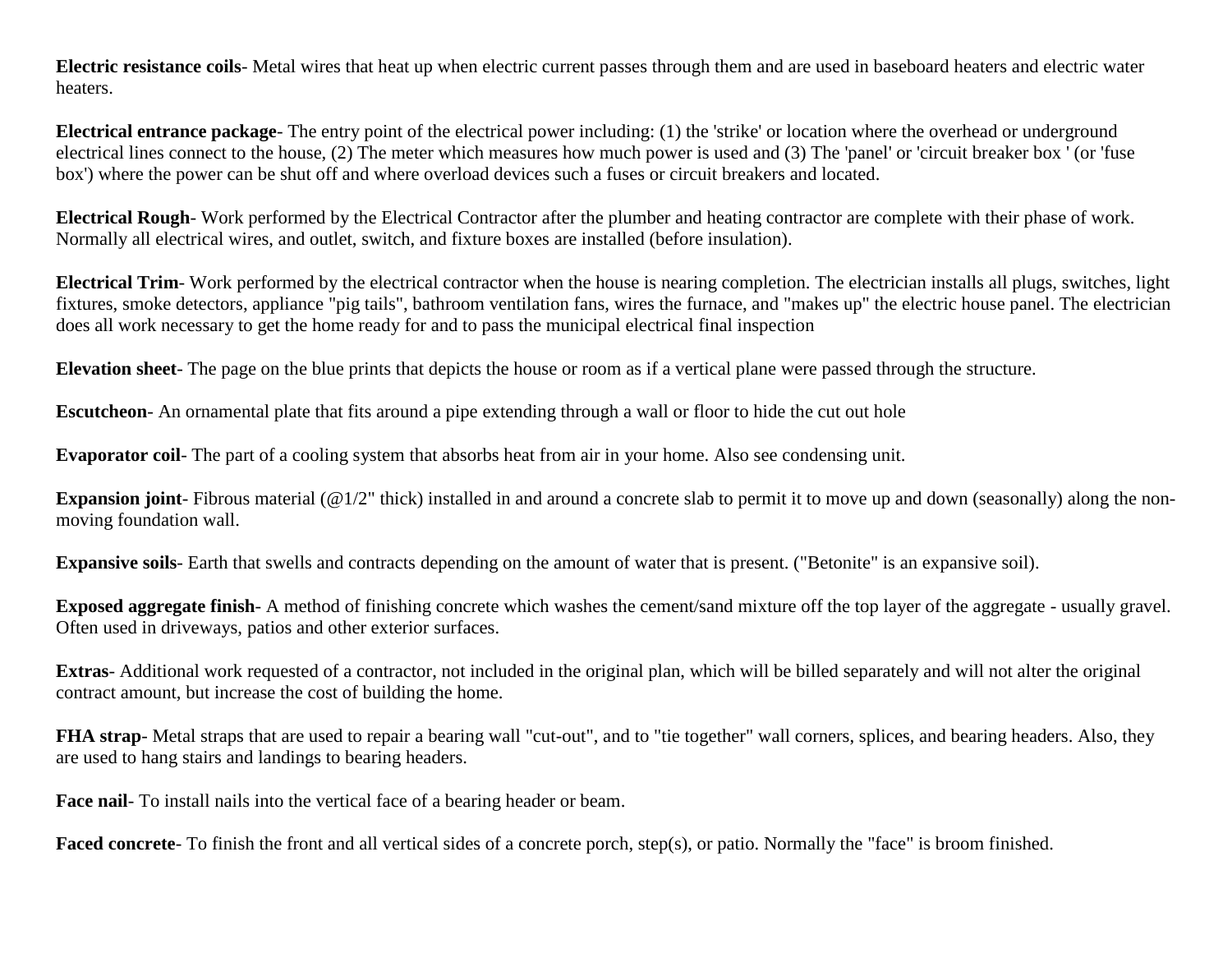**Electric resistance coils**- Metal wires that heat up when electric current passes through them and are used in baseboard heaters and electric water heaters.

**Electrical entrance package**- The entry point of the electrical power including: (1) the 'strike' or location where the overhead or underground electrical lines connect to the house, (2) The meter which measures how much power is used and (3) The 'panel' or 'circuit breaker box ' (or 'fuse box') where the power can be shut off and where overload devices such a fuses or circuit breakers and located.

**Electrical Rough**- Work performed by the Electrical Contractor after the plumber and heating contractor are complete with their phase of work. Normally all electrical wires, and outlet, switch, and fixture boxes are installed (before insulation).

**Electrical Trim**- Work performed by the electrical contractor when the house is nearing completion. The electrician installs all plugs, switches, light fixtures, smoke detectors, appliance "pig tails", bathroom ventilation fans, wires the furnace, and "makes up" the electric house panel. The electrician does all work necessary to get the home ready for and to pass the municipal electrical final inspection

**Elevation sheet**- The page on the blue prints that depicts the house or room as if a vertical plane were passed through the structure.

**Escutcheon**- An ornamental plate that fits around a pipe extending through a wall or floor to hide the cut out hole

**Evaporator coil**- The part of a cooling system that absorbs heat from air in your home. Also see condensing unit.

**Expansion joint**- Fibrous material (@1/2" thick) installed in and around a concrete slab to permit it to move up and down (seasonally) along the non-moving foundation wall.

**Expansive soils**- Earth that swells and contracts depending on the amount of water that is present. ("Betonite" is an expansive soil).

**Exposed aggregate finish**- A method of finishing concrete which washes the cement/sand mixture off the top layer of the aggregate - usually gravel. Often used in driveways, patios and other exterior surfaces.

**Extras**- Additional work requested of a contractor, not included in the original plan, which will be billed separately and will not alter the original contract amount, but increase the cost of building the home.

**FHA strap**- Metal straps that are used to repair a bearing wall "cut-out", and to "tie together" wall corners, splices, and bearing headers. Also, they are used to hang stairs and landings to bearing headers.

**Face nail**- To install nails into the vertical face of a bearing header or beam.

**Faced concrete**- To finish the front and all vertical sides of a concrete porch, step(s), or patio. Normally the "face" is broom finished.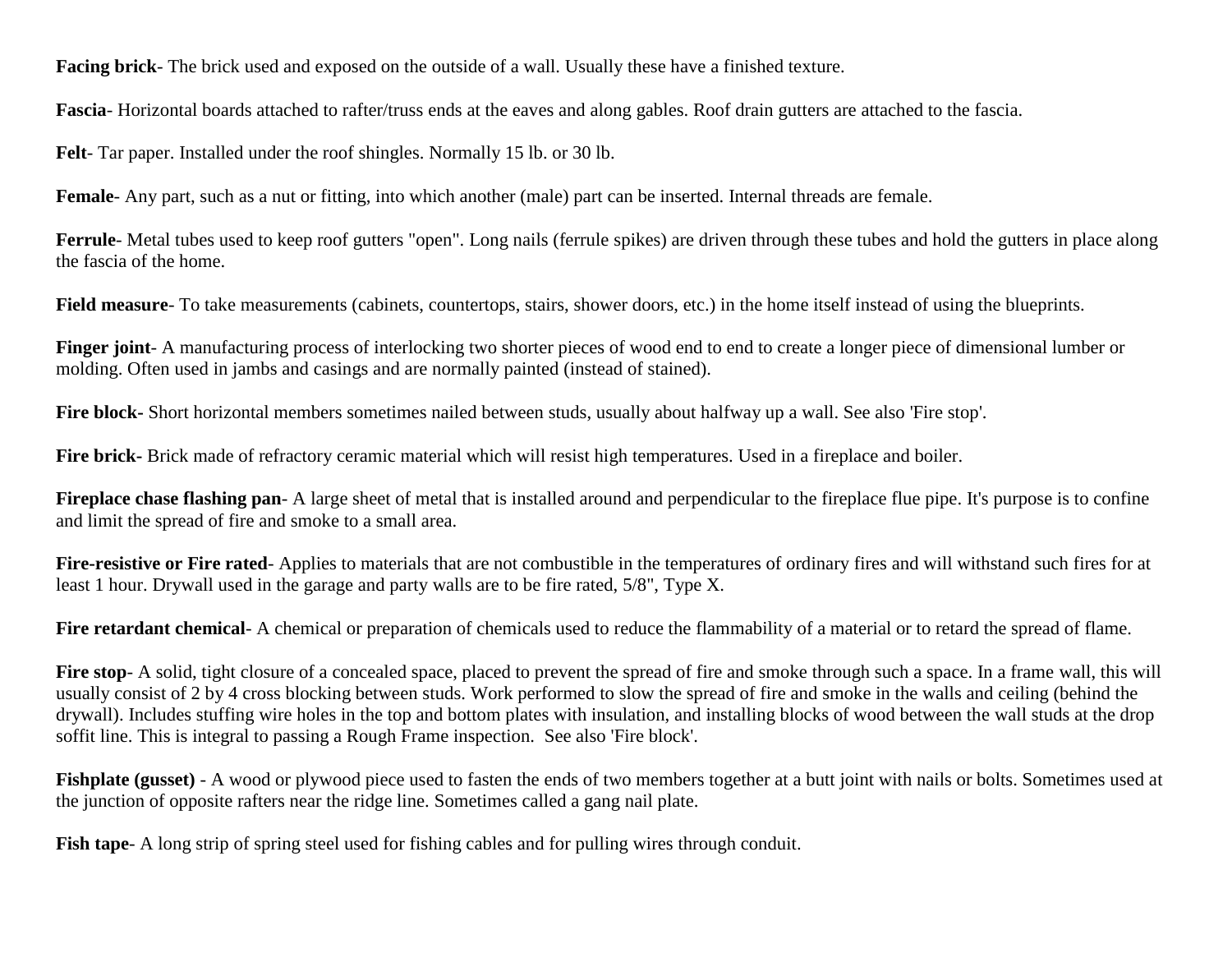**Facing brick**- The brick used and exposed on the outside of a wall. Usually these have a finished texture.

**Fascia**- Horizontal boards attached to rafter/truss ends at the eaves and along gables. Roof drain gutters are attached to the fascia.

**Felt**- Tar paper. Installed under the roof shingles. Normally 15 lb. or 30 lb.

**Female**- Any part, such as a nut or fitting, into which another (male) part can be inserted. Internal threads are female.

**Ferrule**- Metal tubes used to keep roof gutters "open". Long nails (ferrule spikes) are driven through these tubes and hold the gutters in place along the fascia of the home.

**Field measure**- To take measurements (cabinets, countertops, stairs, shower doors, etc.) in the home itself instead of using the blueprints.

**Finger joint**- A manufacturing process of interlocking two shorter pieces of wood end to end to create a longer piece of dimensional lumber or molding. Often used in jambs and casings and are normally painted (instead of stained).

**Fire block-** Short horizontal members sometimes nailed between studs, usually about halfway up a wall. See also 'Fire stop'.

**Fire brick-** Brick made of refractory ceramic material which will resist high temperatures. Used in a fireplace and boiler.

**Fireplace chase flashing pan**- A large sheet of metal that is installed around and perpendicular to the fireplace flue pipe. It's purpose is to confine and limit the spread of fire and smoke to a small area.

**Fire-resistive or Fire rated**- Applies to materials that are not combustible in the temperatures of ordinary fires and will withstand such fires for at least 1 hour. Drywall used in the garage and party walls are to be fire rated, 5/8", Type X.

**Fire retardant chemical**- A chemical or preparation of chemicals used to reduce the flammability of a material or to retard the spread of flame.

**Fire stop**- A solid, tight closure of a concealed space, placed to prevent the spread of fire and smoke through such a space. In a frame wall, this will usually consist of 2 by 4 cross blocking between studs. Work performed to slow the spread of fire and smoke in the walls and ceiling (behind the drywall). Includes stuffing wire holes in the top and bottom plates with insulation, and installing blocks of wood between the wall studs at the drop soffit line. This is integral to passing a Rough Frame inspection. See also 'Fire block'.

**Fishplate (gusset)** - A wood or plywood piece used to fasten the ends of two members together at a butt joint with nails or bolts. Sometimes used at the junction of opposite rafters near the ridge line. Sometimes called a gang nail plate.

**Fish tape**- A long strip of spring steel used for fishing cables and for pulling wires through conduit.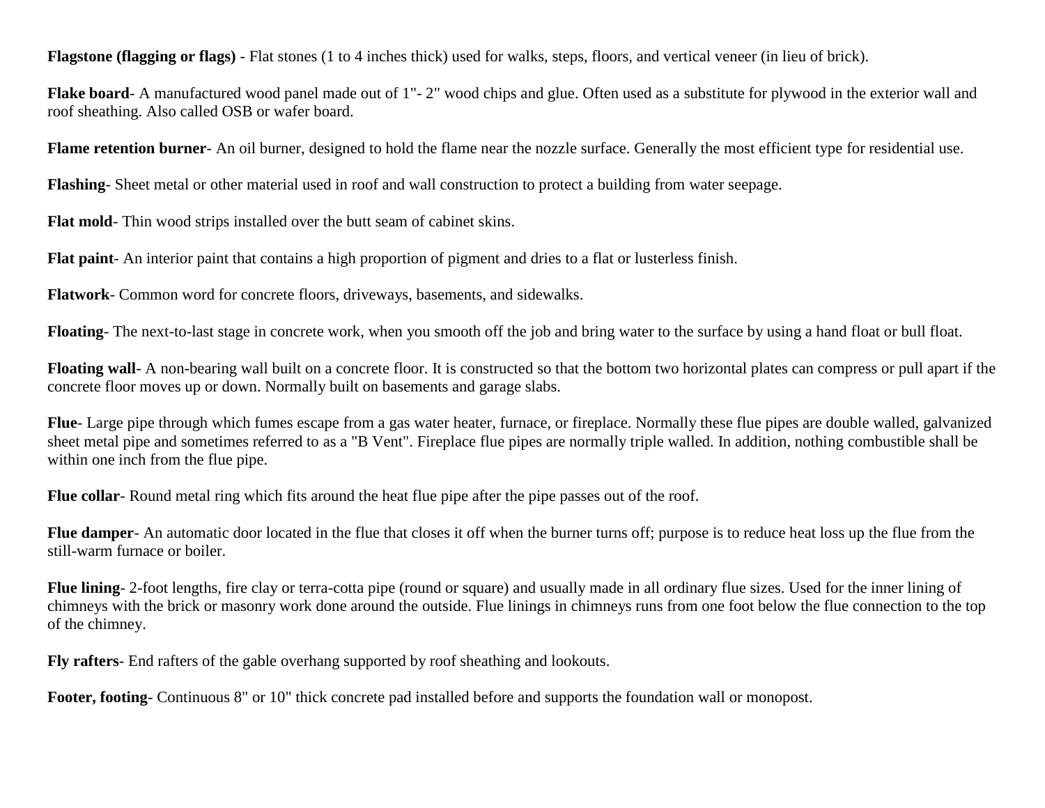**Flagstone (flagging or flags)** - Flat stones (1 to 4 inches thick) used for walks, steps, floors, and vertical veneer (in lieu of brick).

**Flake board**- A manufactured wood panel made out of 1"- 2" wood chips and glue. Often used as a substitute for plywood in the exterior wall and roof sheathing. Also called OSB or wafer board.

**Flame retention burner**- An oil burner, designed to hold the flame near the nozzle surface. Generally the most efficient type for residential use.

**Flashing**- Sheet metal or other material used in roof and wall construction to protect a building from water seepage.

**Flat mold**- Thin wood strips installed over the butt seam of cabinet skins.

**Flat paint**- An interior paint that contains a high proportion of pigment and dries to a flat or lusterless finish.

**Flatwork**- Common word for concrete floors, driveways, basements, and sidewalks.

**Floating**- The next-to-last stage in concrete work, when you smooth off the job and bring water to the surface by using a hand float or bull float.

**Floating wall**- A non-bearing wall built on a concrete floor. It is constructed so that the bottom two horizontal plates can compress or pull apart if the concrete floor moves up or down. Normally built on basements and garage slabs.

**Flue**- Large pipe through which fumes escape from a gas water heater, furnace, or fireplace. Normally these flue pipes are double walled, galvanized sheet metal pipe and sometimes referred to as a "B Vent". Fireplace flue pipes are normally triple walled. In addition, nothing combustible shall be within one inch from the flue pipe.

**Flue collar**- Round metal ring which fits around the heat flue pipe after the pipe passes out of the roof.

**Flue damper**- An automatic door located in the flue that closes it off when the burner turns off; purpose is to reduce heat loss up the flue from the still-warm furnace or boiler.

**Flue lining**- 2-foot lengths, fire clay or terra-cotta pipe (round or square) and usually made in all ordinary flue sizes. Used for the inner lining of chimneys with the brick or masonry work done around the outside. Flue linings in chimneys runs from one foot below the flue connection to the top of the chimney.

**Fly rafters**- End rafters of the gable overhang supported by roof sheathing and lookouts.

**Footer, footing**- Continuous 8" or 10" thick concrete pad installed before and supports the foundation wall or monopost.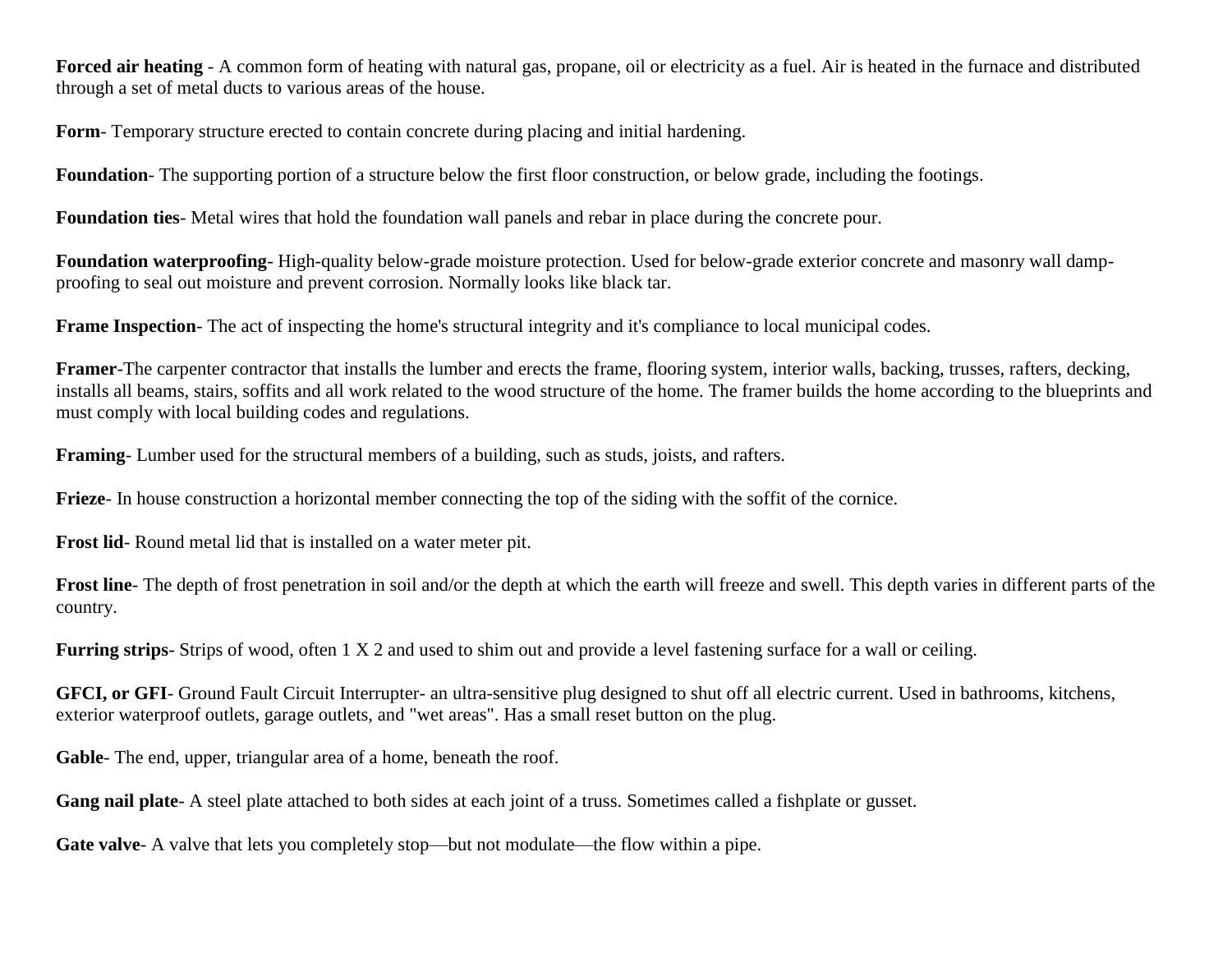**Forced air heating** - A common form of heating with natural gas, propane, oil or electricity as a fuel. Air is heated in the furnace and distributed through a set of metal ducts to various areas of the house.

**Form**- Temporary structure erected to contain concrete during placing and initial hardening.

**Foundation**- The supporting portion of a structure below the first floor construction, or below grade, including the footings.

**Foundation ties**- Metal wires that hold the foundation wall panels and rebar in place during the concrete pour.

**Foundation waterproofing**- High-quality below-grade moisture protection. Used for below-grade exterior concrete and masonry wall damp-proofing to seal out moisture and prevent corrosion. Normally looks like black tar.

**Frame Inspection**- The act of inspecting the home's structural integrity and it's compliance to local municipal codes.

**Framer**-The carpenter contractor that installs the lumber and erects the frame, flooring system, interior walls, backing, trusses, rafters, decking, installs all beams, stairs, soffits and all work related to the wood structure of the home. The framer builds the home according to the blueprints and must comply with local building codes and regulations.

**Framing**- Lumber used for the structural members of a building, such as studs, joists, and rafters.

**Frieze**- In house construction a horizontal member connecting the top of the siding with the soffit of the cornice.

**Frost lid**- Round metal lid that is installed on a water meter pit.

**Frost line**- The depth of frost penetration in soil and/or the depth at which the earth will freeze and swell. This depth varies in different parts of the country.

**Furring strips**- Strips of wood, often 1 X 2 and used to shim out and provide a level fastening surface for a wall or ceiling.

**GFCI, or GFI**- Ground Fault Circuit Interrupter- an ultra-sensitive plug designed to shut off all electric current. Used in bathrooms, kitchens, exterior waterproof outlets, garage outlets, and "wet areas". Has a small reset button on the plug.

**Gable**- The end, upper, triangular area of a home, beneath the roof.

**Gang nail plate**- A steel plate attached to both sides at each joint of a truss. Sometimes called a fishplate or gusset.

**Gate valve**- A valve that lets you completely stop—but not modulate—the flow within a pipe.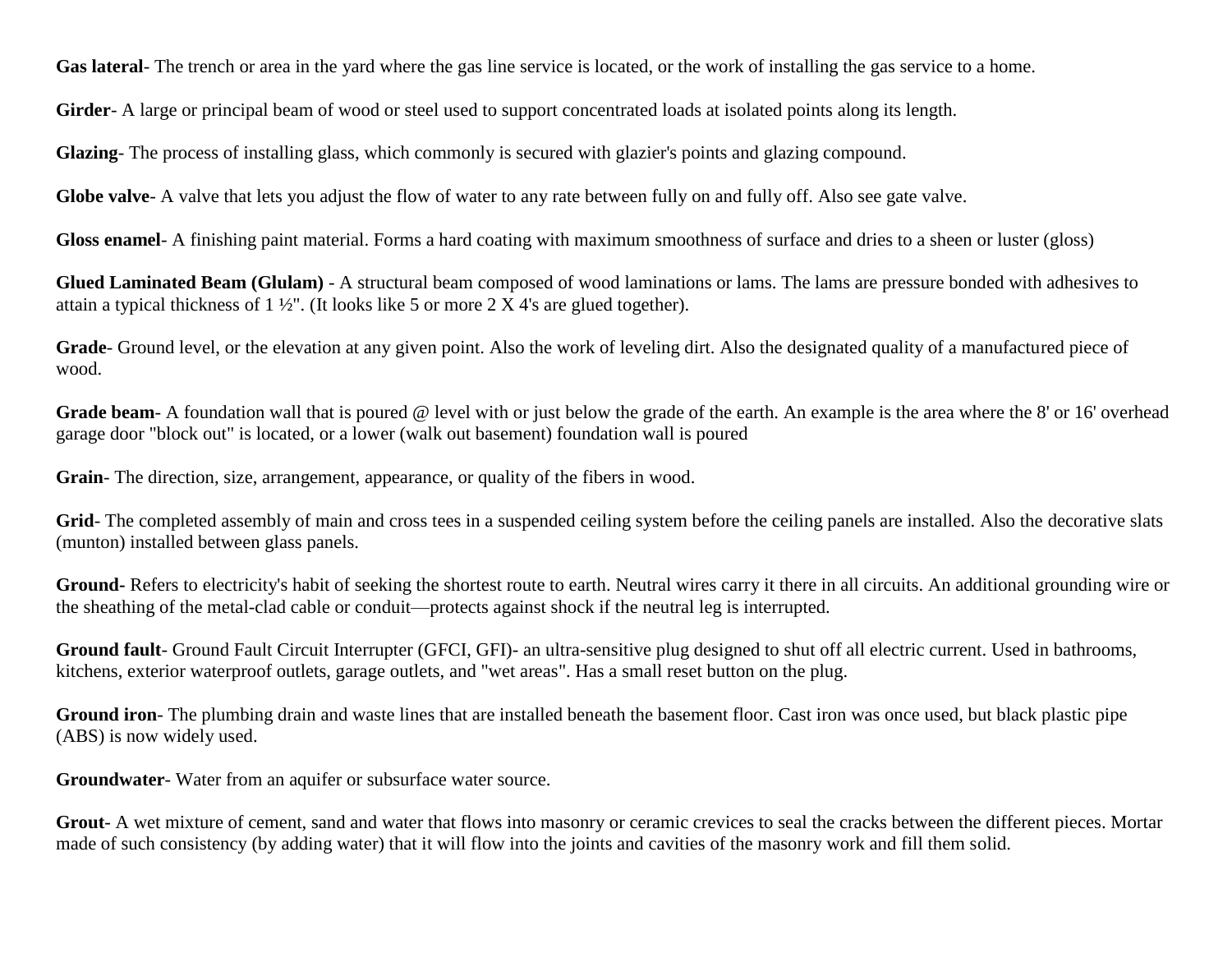**Gas lateral**- The trench or area in the yard where the gas line service is located, or the work of installing the gas service to a home.

**Girder**- A large or principal beam of wood or steel used to support concentrated loads at isolated points along its length.

**Glazing**- The process of installing glass, which commonly is secured with glazier's points and glazing compound.

**Globe valve**- A valve that lets you adjust the flow of water to any rate between fully on and fully off. Also see gate valve.

**Gloss enamel**- A finishing paint material. Forms a hard coating with maximum smoothness of surface and dries to a sheen or luster (gloss)

**Glued Laminated Beam (Glulam)** - A structural beam composed of wood laminations or lams. The lams are pressure bonded with adhesives to attain a typical thickness of 1 ½". (It looks like 5 or more 2 X 4's are glued together).

**Grade**- Ground level, or the elevation at any given point. Also the work of leveling dirt. Also the designated quality of a manufactured piece of wood.

**Grade beam**- A foundation wall that is poured @ level with or just below the grade of the earth. An example is the area where the 8' or 16' overhead garage door "block out" is located, or a lower (walk out basement) foundation wall is poured

**Grain**- The direction, size, arrangement, appearance, or quality of the fibers in wood.

**Grid**- The completed assembly of main and cross tees in a suspended ceiling system before the ceiling panels are installed. Also the decorative slats (munton) installed between glass panels.

**Ground-** Refers to electricity's habit of seeking the shortest route to earth. Neutral wires carry it there in all circuits. An additional grounding wire or the sheathing of the metal-clad cable or conduit—protects against shock if the neutral leg is interrupted.

**Ground fault**- Ground Fault Circuit Interrupter (GFCI, GFI)- an ultra-sensitive plug designed to shut off all electric current. Used in bathrooms, kitchens, exterior waterproof outlets, garage outlets, and "wet areas". Has a small reset button on the plug.

**Ground iron**- The plumbing drain and waste lines that are installed beneath the basement floor. Cast iron was once used, but black plastic pipe (ABS) is now widely used.

**Groundwater**- Water from an aquifer or subsurface water source.

**Grout**- A wet mixture of cement, sand and water that flows into masonry or ceramic crevices to seal the cracks between the different pieces. Mortar made of such consistency (by adding water) that it will flow into the joints and cavities of the masonry work and fill them solid.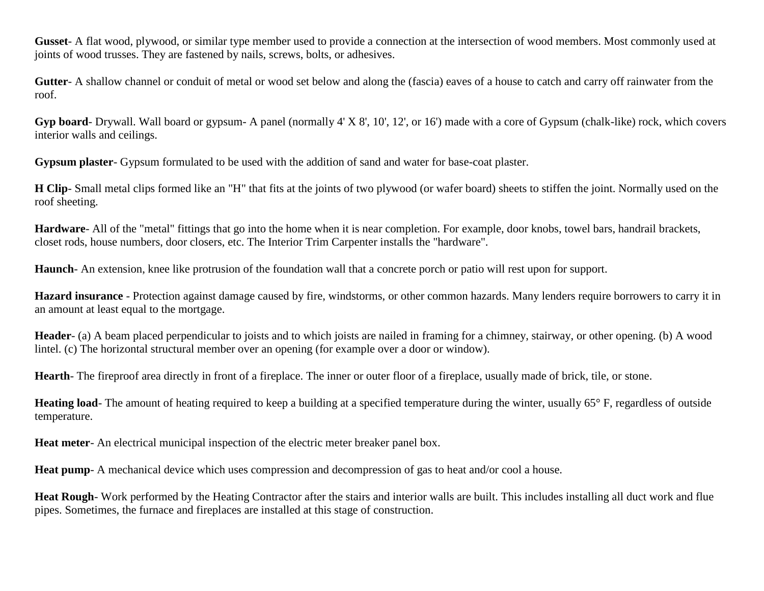**Gusset**- A flat wood, plywood, or similar type member used to provide a connection at the intersection of wood members. Most commonly used at joints of wood trusses. They are fastened by nails, screws, bolts, or adhesives.

**Gutter**- A shallow channel or conduit of metal or wood set below and along the (fascia) eaves of a house to catch and carry off rainwater from the roof.

**Gyp board**- Drywall. Wall board or gypsum- A panel (normally 4' X 8', 10', 12', or 16') made with a core of Gypsum (chalk-like) rock, which covers interior walls and ceilings.

**Gypsum plaster**- Gypsum formulated to be used with the addition of sand and water for base-coat plaster.

**H Clip**- Small metal clips formed like an "H" that fits at the joints of two plywood (or wafer board) sheets to stiffen the joint. Normally used on the roof sheeting.

**Hardware**- All of the "metal" fittings that go into the home when it is near completion. For example, door knobs, towel bars, handrail brackets, closet rods, house numbers, door closers, etc. The Interior Trim Carpenter installs the "hardware".

**Haunch**- An extension, knee like protrusion of the foundation wall that a concrete porch or patio will rest upon for support.

**Hazard insurance** - Protection against damage caused by fire, windstorms, or other common hazards. Many lenders require borrowers to carry it in an amount at least equal to the mortgage.

**Header**- (a) A beam placed perpendicular to joists and to which joists are nailed in framing for a chimney, stairway, or other opening. (b) A wood lintel. (c) The horizontal structural member over an opening (for example over a door or window).

**Hearth**- The fireproof area directly in front of a fireplace. The inner or outer floor of a fireplace, usually made of brick, tile, or stone.

**Heating load**- The amount of heating required to keep a building at a specified temperature during the winter, usually 65° F, regardless of outside temperature.

**Heat meter**- An electrical municipal inspection of the electric meter breaker panel box.

**Heat pump**- A mechanical device which uses compression and decompression of gas to heat and/or cool a house.

**Heat Rough**- Work performed by the Heating Contractor after the stairs and interior walls are built. This includes installing all duct work and flue pipes. Sometimes, the furnace and fireplaces are installed at this stage of construction.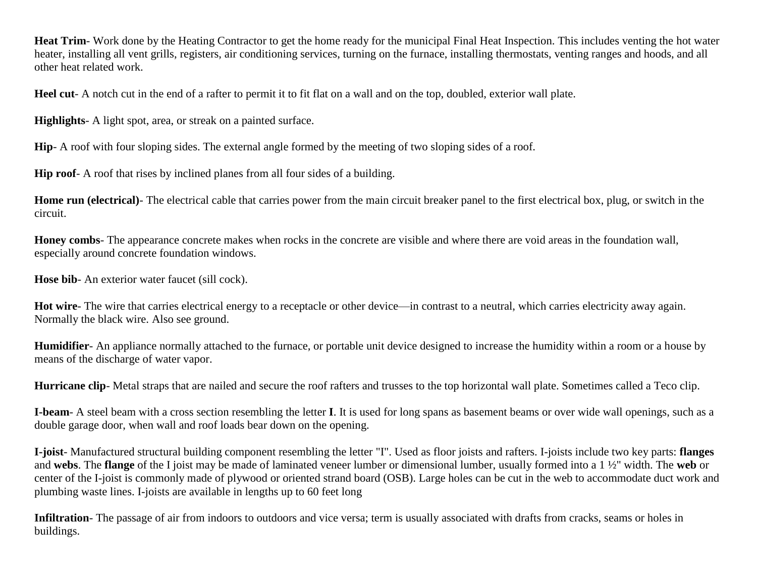**Heat Trim**- Work done by the Heating Contractor to get the home ready for the municipal Final Heat Inspection. This includes venting the hot water heater, installing all vent grills, registers, air conditioning services, turning on the furnace, installing thermostats, venting ranges and hoods, and all other heat related work.

**Heel cut**- A notch cut in the end of a rafter to permit it to fit flat on a wall and on the top, doubled, exterior wall plate.

**Highlights**- A light spot, area, or streak on a painted surface.

**Hip**- A roof with four sloping sides. The external angle formed by the meeting of two sloping sides of a roof.

**Hip roof**- A roof that rises by inclined planes from all four sides of a building.

**Home run (electrical)**- The electrical cable that carries power from the main circuit breaker panel to the first electrical box, plug, or switch in the circuit.

**Honey combs**- The appearance concrete makes when rocks in the concrete are visible and where there are void areas in the foundation wall, especially around concrete foundation windows.

**Hose bib**- An exterior water faucet (sill cock).

**Hot wire**- The wire that carries electrical energy to a receptacle or other device—in contrast to a neutral, which carries electricity away again. Normally the black wire. Also see ground.

**Humidifier**- An appliance normally attached to the furnace, or portable unit device designed to increase the humidity within a room or a house by means of the discharge of water vapor.

**Hurricane clip**- Metal straps that are nailed and secure the roof rafters and trusses to the top horizontal wall plate. Sometimes called a Teco clip.

**I-beam**- A steel beam with a cross section resembling the letter **I**. It is used for long spans as basement beams or over wide wall openings, such as a double garage door, when wall and roof loads bear down on the opening.

**I-joist**- Manufactured structural building component resembling the letter "I". Used as floor joists and rafters. I-joists include two key parts: **flanges** and **webs**. The **flange** of the I joist may be made of laminated veneer lumber or dimensional lumber, usually formed into a 1 ½" width. The **web** or center of the I-joist is commonly made of plywood or oriented strand board (OSB). Large holes can be cut in the web to accommodate duct work and plumbing waste lines. I-joists are available in lengths up to 60 feet long

**Infiltration**- The passage of air from indoors to outdoors and vice versa; term is usually associated with drafts from cracks, seams or holes in buildings.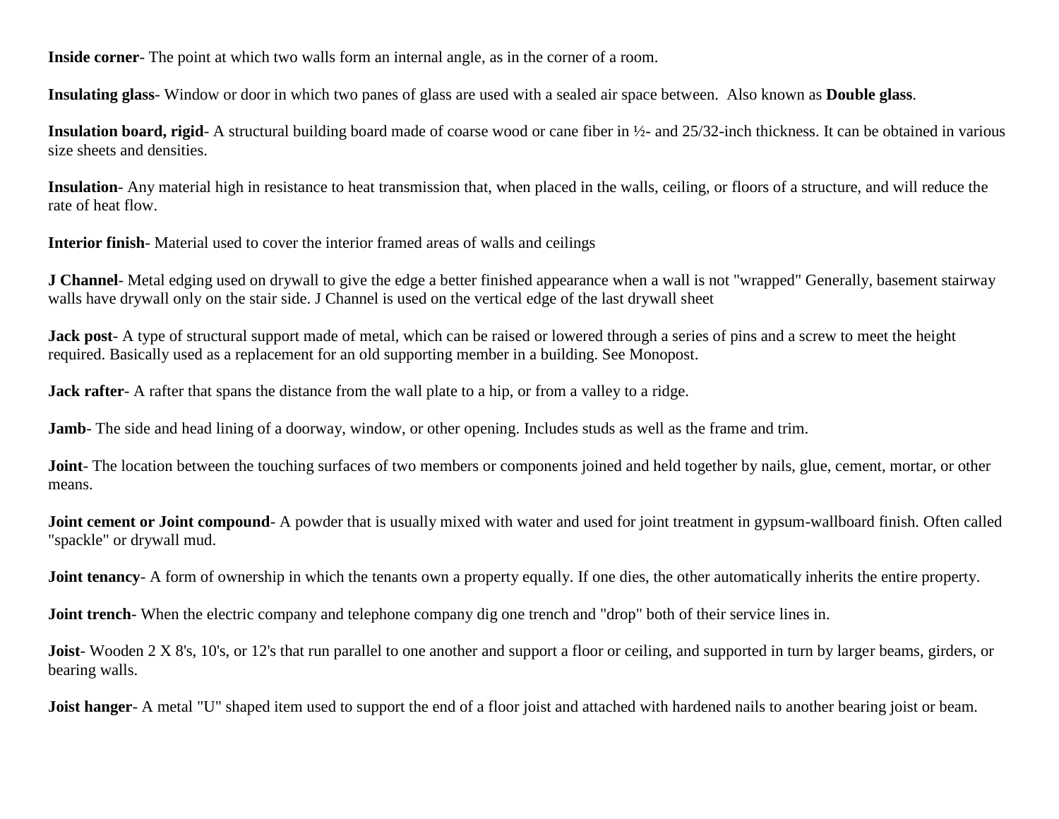**Inside corner**- The point at which two walls form an internal angle, as in the corner of a room.

**Insulating glass**- Window or door in which two panes of glass are used with a sealed air space between. Also known as **Double glass**.

**Insulation board, rigid**- A structural building board made of coarse wood or cane fiber in ½- and 25/32-inch thickness. It can be obtained in various size sheets and densities.

**Insulation**- Any material high in resistance to heat transmission that, when placed in the walls, ceiling, or floors of a structure, and will reduce the rate of heat flow.

**Interior finish**- Material used to cover the interior framed areas of walls and ceilings

**J Channel**- Metal edging used on drywall to give the edge a better finished appearance when a wall is not "wrapped" Generally, basement stairway walls have drywall only on the stair side. J Channel is used on the vertical edge of the last drywall sheet

**Jack post**- A type of structural support made of metal, which can be raised or lowered through a series of pins and a screw to meet the height required. Basically used as a replacement for an old supporting member in a building. See Monopost.

**Jack rafter**- A rafter that spans the distance from the wall plate to a hip, or from a valley to a ridge.

**Jamb**- The side and head lining of a doorway, window, or other opening. Includes studs as well as the frame and trim.

**Joint**- The location between the touching surfaces of two members or components joined and held together by nails, glue, cement, mortar, or other means.

**Joint cement or Joint compound**- A powder that is usually mixed with water and used for joint treatment in gypsum-wallboard finish. Often called "spackle" or drywall mud.

**Joint tenancy**- A form of ownership in which the tenants own a property equally. If one dies, the other automatically inherits the entire property.

**Joint trench**- When the electric company and telephone company dig one trench and "drop" both of their service lines in.

**Joist**- Wooden 2 X 8's, 10's, or 12's that run parallel to one another and support a floor or ceiling, and supported in turn by larger beams, girders, or bearing walls.

**Joist hanger**- A metal "U" shaped item used to support the end of a floor joist and attached with hardened nails to another bearing joist or beam.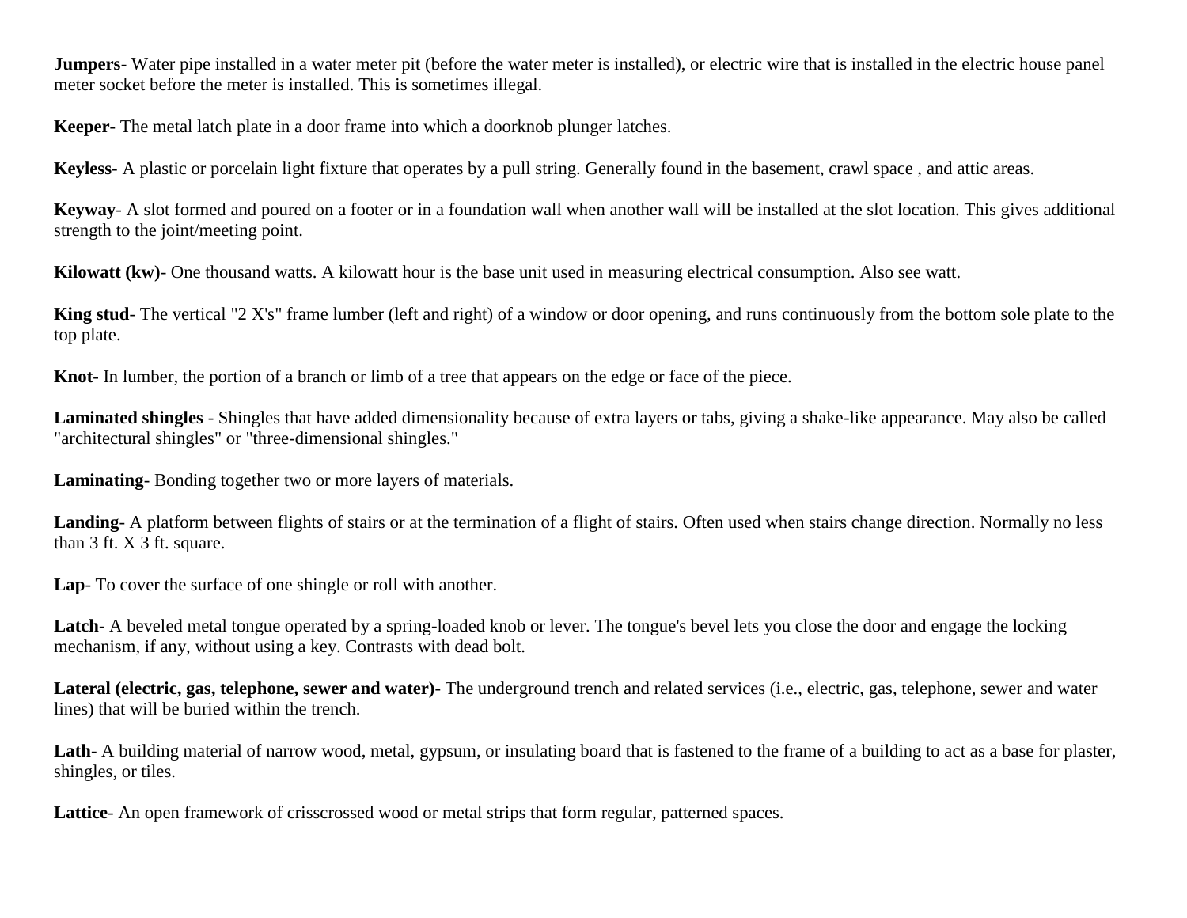**Jumpers**- Water pipe installed in a water meter pit (before the water meter is installed), or electric wire that is installed in the electric house panel meter socket before the meter is installed. This is sometimes illegal.

**Keeper**- The metal latch plate in a door frame into which a doorknob plunger latches.

**Keyless**- A plastic or porcelain light fixture that operates by a pull string. Generally found in the basement, crawl space , and attic areas.

**Keyway**- A slot formed and poured on a footer or in a foundation wall when another wall will be installed at the slot location. This gives additional strength to the joint/meeting point.

**Kilowatt (kw)**- One thousand watts. A kilowatt hour is the base unit used in measuring electrical consumption. Also see watt.

**King stud**- The vertical "2 X's" frame lumber (left and right) of a window or door opening, and runs continuously from the bottom sole plate to the top plate.

**Knot**- In lumber, the portion of a branch or limb of a tree that appears on the edge or face of the piece.

**Laminated shingles** - Shingles that have added dimensionality because of extra layers or tabs, giving a shake-like appearance. May also be called "architectural shingles" or "three-dimensional shingles."

**Laminating**- Bonding together two or more layers of materials.

**Landing**- A platform between flights of stairs or at the termination of a flight of stairs. Often used when stairs change direction. Normally no less than 3 ft. X 3 ft. square.

**Lap**- To cover the surface of one shingle or roll with another.

**Latch**- A beveled metal tongue operated by a spring-loaded knob or lever. The tongue's bevel lets you close the door and engage the locking mechanism, if any, without using a key. Contrasts with dead bolt.

**Lateral (electric, gas, telephone, sewer and water)**- The underground trench and related services (i.e., electric, gas, telephone, sewer and water lines) that will be buried within the trench.

**Lath**- A building material of narrow wood, metal, gypsum, or insulating board that is fastened to the frame of a building to act as a base for plaster, shingles, or tiles.

**Lattice**- An open framework of crisscrossed wood or metal strips that form regular, patterned spaces.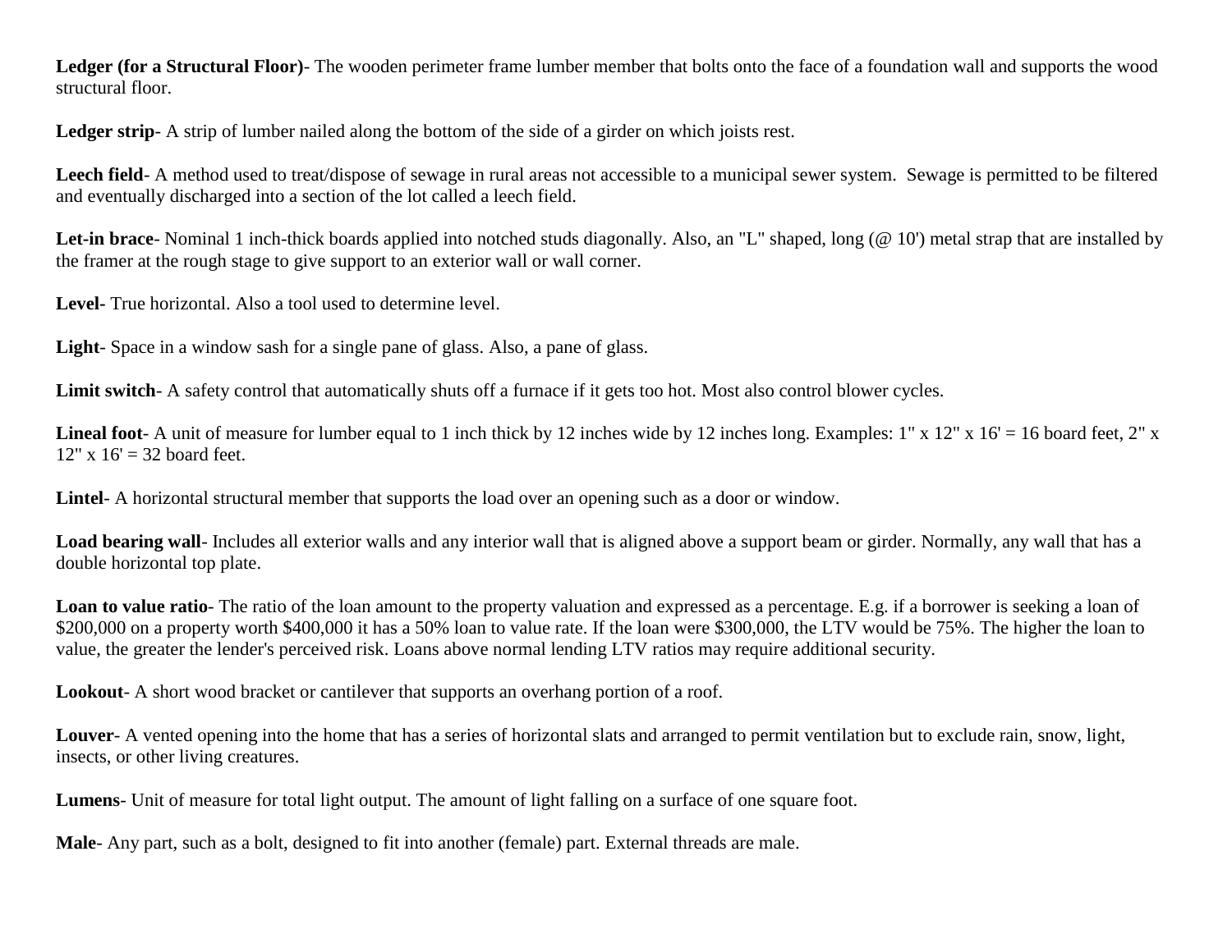**Ledger (for a Structural Floor)**- The wooden perimeter frame lumber member that bolts onto the face of a foundation wall and supports the wood structural floor.

**Ledger strip**- A strip of lumber nailed along the bottom of the side of a girder on which joists rest.

**Leech field**- A method used to treat/dispose of sewage in rural areas not accessible to a municipal sewer system. Sewage is permitted to be filtered and eventually discharged into a section of the lot called a leech field.

**Let-in brace**- Nominal 1 inch-thick boards applied into notched studs diagonally. Also, an "L" shaped, long (@ 10') metal strap that are installed by the framer at the rough stage to give support to an exterior wall or wall corner.

**Level**- True horizontal. Also a tool used to determine level.

**Light**- Space in a window sash for a single pane of glass. Also, a pane of glass.

**Limit switch**- A safety control that automatically shuts off a furnace if it gets too hot. Most also control blower cycles.

**Lineal foot**- A unit of measure for lumber equal to 1 inch thick by 12 inches wide by 12 inches long. Examples: 1" x 12" x 16' = 16 board feet, 2" x 12" x 16' = 32 board feet.

**Lintel**- A horizontal structural member that supports the load over an opening such as a door or window.

**Load bearing wall**- Includes all exterior walls and any interior wall that is aligned above a support beam or girder. Normally, any wall that has a double horizontal top plate.

**Loan to value ratio**- The ratio of the loan amount to the property valuation and expressed as a percentage. E.g. if a borrower is seeking a loan of $200,000 on a property worth $400,000 it has a 50% loan to value rate. If the loan were $300,000, the LTV would be 75%. The higher the loan to value, the greater the lender's perceived risk. Loans above normal lending LTV ratios may require additional security.

**Lookout**- A short wood bracket or cantilever that supports an overhang portion of a roof.

**Louver**- A vented opening into the home that has a series of horizontal slats and arranged to permit ventilation but to exclude rain, snow, light, insects, or other living creatures.

**Lumens**- Unit of measure for total light output. The amount of light falling on a surface of one square foot.

**Male**- Any part, such as a bolt, designed to fit into another (female) part. External threads are male.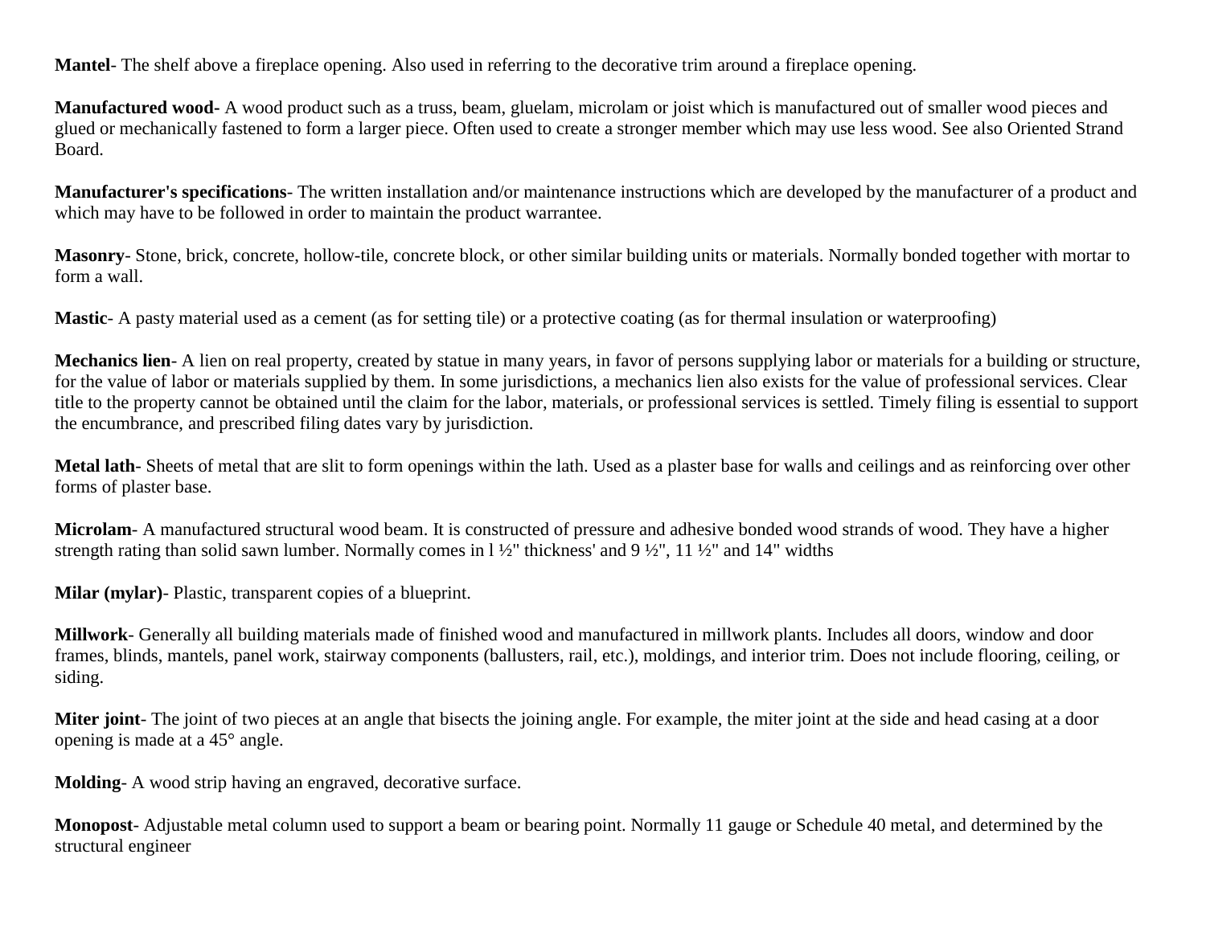**Mantel**- The shelf above a fireplace opening. Also used in referring to the decorative trim around a fireplace opening.

**Manufactured wood**- A wood product such as a truss, beam, gluelam, microlam or joist which is manufactured out of smaller wood pieces and glued or mechanically fastened to form a larger piece. Often used to create a stronger member which may use less wood. See also Oriented Strand Board.

**Manufacturer's specifications**- The written installation and/or maintenance instructions which are developed by the manufacturer of a product and which may have to be followed in order to maintain the product warrantee.

**Masonry**- Stone, brick, concrete, hollow-tile, concrete block, or other similar building units or materials. Normally bonded together with mortar to form a wall.

**Mastic**- A pasty material used as a cement (as for setting tile) or a protective coating (as for thermal insulation or waterproofing)

**Mechanics lien**- A lien on real property, created by statue in many years, in favor of persons supplying labor or materials for a building or structure, for the value of labor or materials supplied by them. In some jurisdictions, a mechanics lien also exists for the value of professional services. Clear title to the property cannot be obtained until the claim for the labor, materials, or professional services is settled. Timely filing is essential to support the encumbrance, and prescribed filing dates vary by jurisdiction.

**Metal lath**- Sheets of metal that are slit to form openings within the lath. Used as a plaster base for walls and ceilings and as reinforcing over other forms of plaster base.

**Microlam**- A manufactured structural wood beam. It is constructed of pressure and adhesive bonded wood strands of wood. They have a higher strength rating than solid sawn lumber. Normally comes in l ½" thickness' and 9 ½", 11 ½" and 14" widths

**Milar (mylar)**- Plastic, transparent copies of a blueprint.

**Millwork**- Generally all building materials made of finished wood and manufactured in millwork plants. Includes all doors, window and door frames, blinds, mantels, panel work, stairway components (ballusters, rail, etc.), moldings, and interior trim. Does not include flooring, ceiling, or siding.

**Miter joint**- The joint of two pieces at an angle that bisects the joining angle. For example, the miter joint at the side and head casing at a door opening is made at a 45° angle.

**Molding**- A wood strip having an engraved, decorative surface.

**Monopost**- Adjustable metal column used to support a beam or bearing point. Normally 11 gauge or Schedule 40 metal, and determined by the structural engineer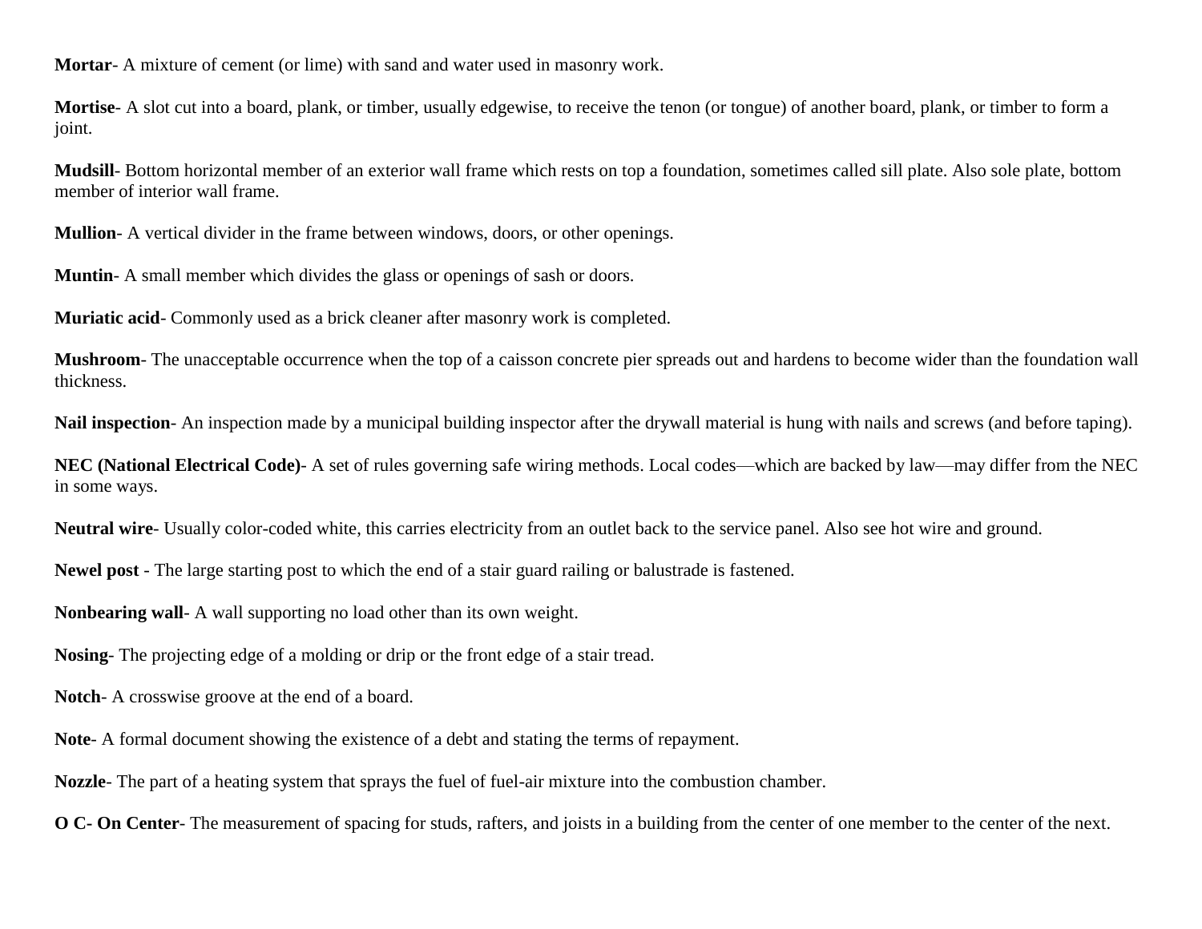**Mortar**- A mixture of cement (or lime) with sand and water used in masonry work.

**Mortise**- A slot cut into a board, plank, or timber, usually edgewise, to receive the tenon (or tongue) of another board, plank, or timber to form a joint.

**Mudsill**- Bottom horizontal member of an exterior wall frame which rests on top a foundation, sometimes called sill plate. Also sole plate, bottom member of interior wall frame.

**Mullion**- A vertical divider in the frame between windows, doors, or other openings.

**Muntin**- A small member which divides the glass or openings of sash or doors.

**Muriatic acid**- Commonly used as a brick cleaner after masonry work is completed.

**Mushroom**- The unacceptable occurrence when the top of a caisson concrete pier spreads out and hardens to become wider than the foundation wall thickness.

**Nail inspection**- An inspection made by a municipal building inspector after the drywall material is hung with nails and screws (and before taping).

**NEC (National Electrical Code)**- A set of rules governing safe wiring methods. Local codes—which are backed by law—may differ from the NEC in some ways.

**Neutral wire**- Usually color-coded white, this carries electricity from an outlet back to the service panel. Also see hot wire and ground.

**Newel post** - The large starting post to which the end of a stair guard railing or balustrade is fastened.

**Nonbearing wall**- A wall supporting no load other than its own weight.

**Nosing**- The projecting edge of a molding or drip or the front edge of a stair tread.

**Notch**- A crosswise groove at the end of a board.

**Note**- A formal document showing the existence of a debt and stating the terms of repayment.

**Nozzle**- The part of a heating system that sprays the fuel of fuel-air mixture into the combustion chamber.

**O C- On Center**- The measurement of spacing for studs, rafters, and joists in a building from the center of one member to the center of the next.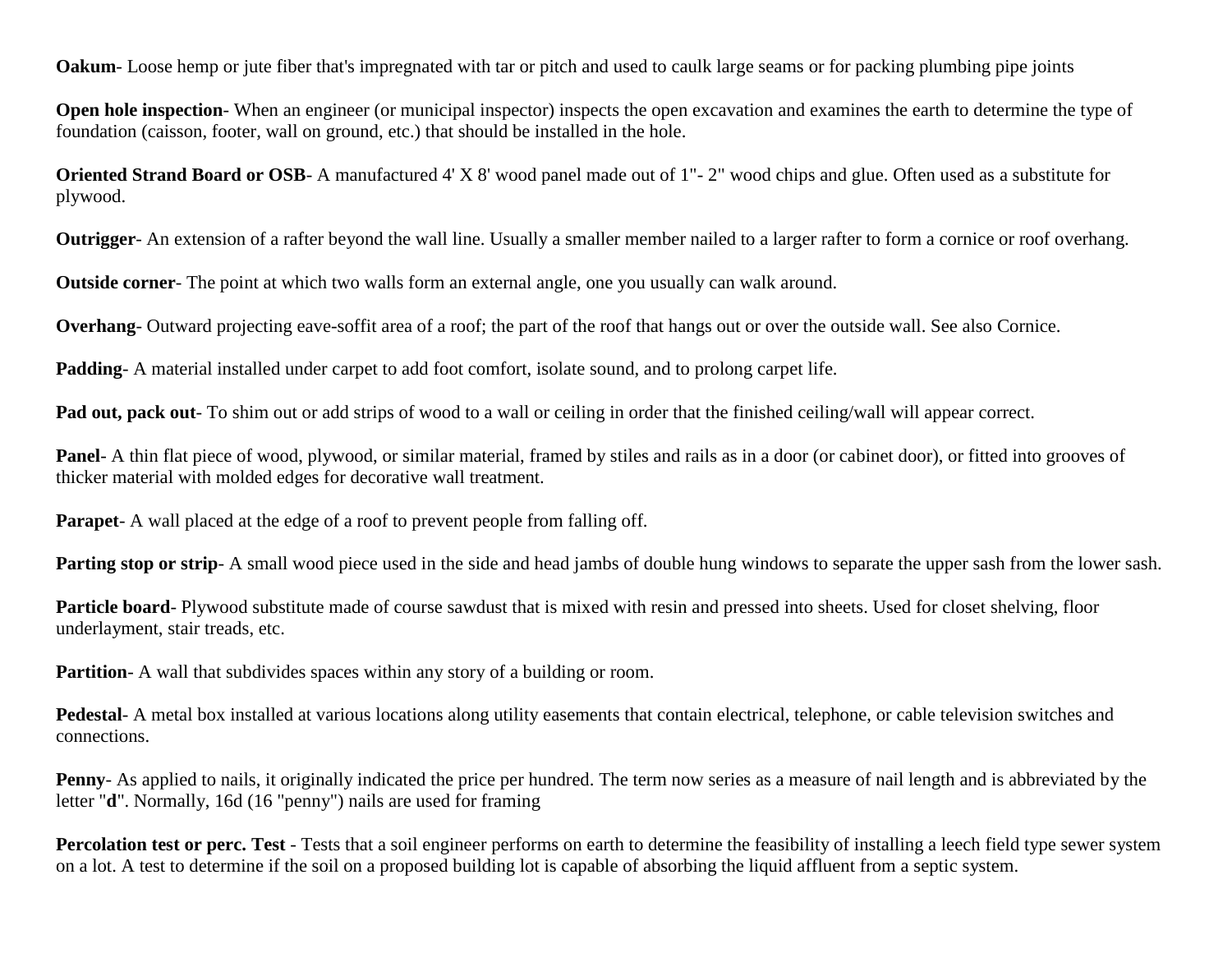**Oakum**- Loose hemp or jute fiber that's impregnated with tar or pitch and used to caulk large seams or for packing plumbing pipe joints

**Open hole inspection**- When an engineer (or municipal inspector) inspects the open excavation and examines the earth to determine the type of foundation (caisson, footer, wall on ground, etc.) that should be installed in the hole.

**Oriented Strand Board or OSB**- A manufactured 4' X 8' wood panel made out of 1"- 2" wood chips and glue. Often used as a substitute for plywood.

**Outrigger**- An extension of a rafter beyond the wall line. Usually a smaller member nailed to a larger rafter to form a cornice or roof overhang.

**Outside corner**- The point at which two walls form an external angle, one you usually can walk around.

**Overhang**- Outward projecting eave-soffit area of a roof; the part of the roof that hangs out or over the outside wall. See also Cornice.

**Padding**- A material installed under carpet to add foot comfort, isolate sound, and to prolong carpet life.

**Pad out, pack out**- To shim out or add strips of wood to a wall or ceiling in order that the finished ceiling/wall will appear correct.

**Panel**- A thin flat piece of wood, plywood, or similar material, framed by stiles and rails as in a door (or cabinet door), or fitted into grooves of thicker material with molded edges for decorative wall treatment.

**Parapet**- A wall placed at the edge of a roof to prevent people from falling off.

**Parting stop or strip**- A small wood piece used in the side and head jambs of double hung windows to separate the upper sash from the lower sash.

**Particle board**- Plywood substitute made of course sawdust that is mixed with resin and pressed into sheets. Used for closet shelving, floor underlayment, stair treads, etc.

**Partition**- A wall that subdivides spaces within any story of a building or room.

**Pedestal**- A metal box installed at various locations along utility easements that contain electrical, telephone, or cable television switches and connections.

**Penny**- As applied to nails, it originally indicated the price per hundred. The term now series as a measure of nail length and is abbreviated by the letter "**d**". Normally, 16d (16 "penny") nails are used for framing

**Percolation test or perc. Test** - Tests that a soil engineer performs on earth to determine the feasibility of installing a leech field type sewer system on a lot. A test to determine if the soil on a proposed building lot is capable of absorbing the liquid affluent from a septic system.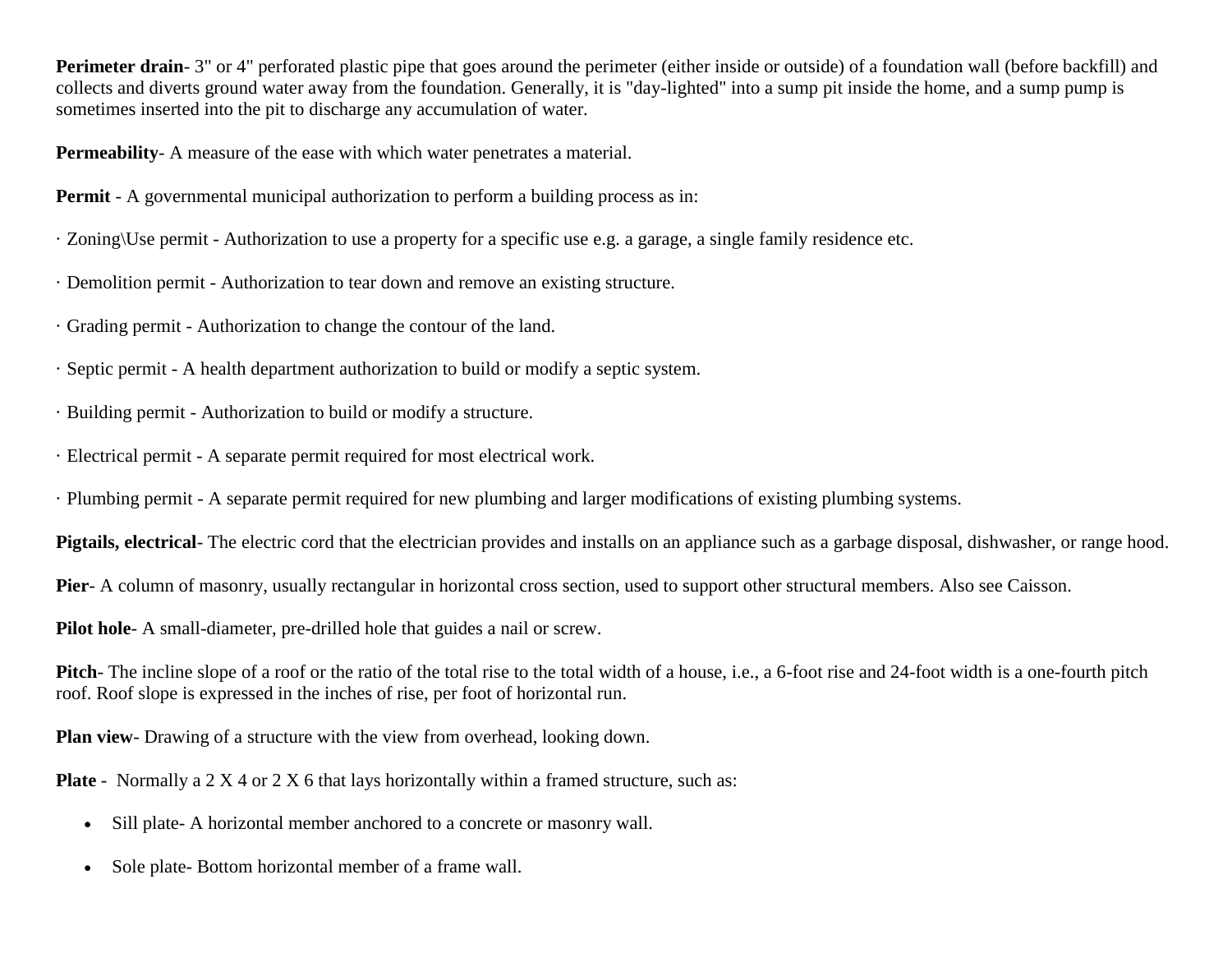**Perimeter drain**- 3" or 4" perforated plastic pipe that goes around the perimeter (either inside or outside) of a foundation wall (before backfill) and collects and diverts ground water away from the foundation. Generally, it is "day-lighted" into a sump pit inside the home, and a sump pump is sometimes inserted into the pit to discharge any accumulation of water.

**Permeability**- A measure of the ease with which water penetrates a material.

**Permit** - A governmental municipal authorization to perform a building process as in:

· Zoning\Use permit - Authorization to use a property for a specific use e.g. a garage, a single family residence etc.

· Demolition permit - Authorization to tear down and remove an existing structure.

· Grading permit - Authorization to change the contour of the land.

· Septic permit - A health department authorization to build or modify a septic system.

· Building permit - Authorization to build or modify a structure.

· Electrical permit - A separate permit required for most electrical work.

· Plumbing permit - A separate permit required for new plumbing and larger modifications of existing plumbing systems.

**Pigtails, electrical**- The electric cord that the electrician provides and installs on an appliance such as a garbage disposal, dishwasher, or range hood.

**Pier**- A column of masonry, usually rectangular in horizontal cross section, used to support other structural members. Also see Caisson.

**Pilot hole**- A small-diameter, pre-drilled hole that guides a nail or screw.

**Pitch**- The incline slope of a roof or the ratio of the total rise to the total width of a house, i.e., a 6-foot rise and 24-foot width is a one-fourth pitch roof. Roof slope is expressed in the inches of rise, per foot of horizontal run.

**Plan view**- Drawing of a structure with the view from overhead, looking down.

**Plate** - Normally a 2 X 4 or 2 X 6 that lays horizontally within a framed structure, such as:

- Sill plate- A horizontal member anchored to a concrete or masonry wall.
- Sole plate- Bottom horizontal member of a frame wall.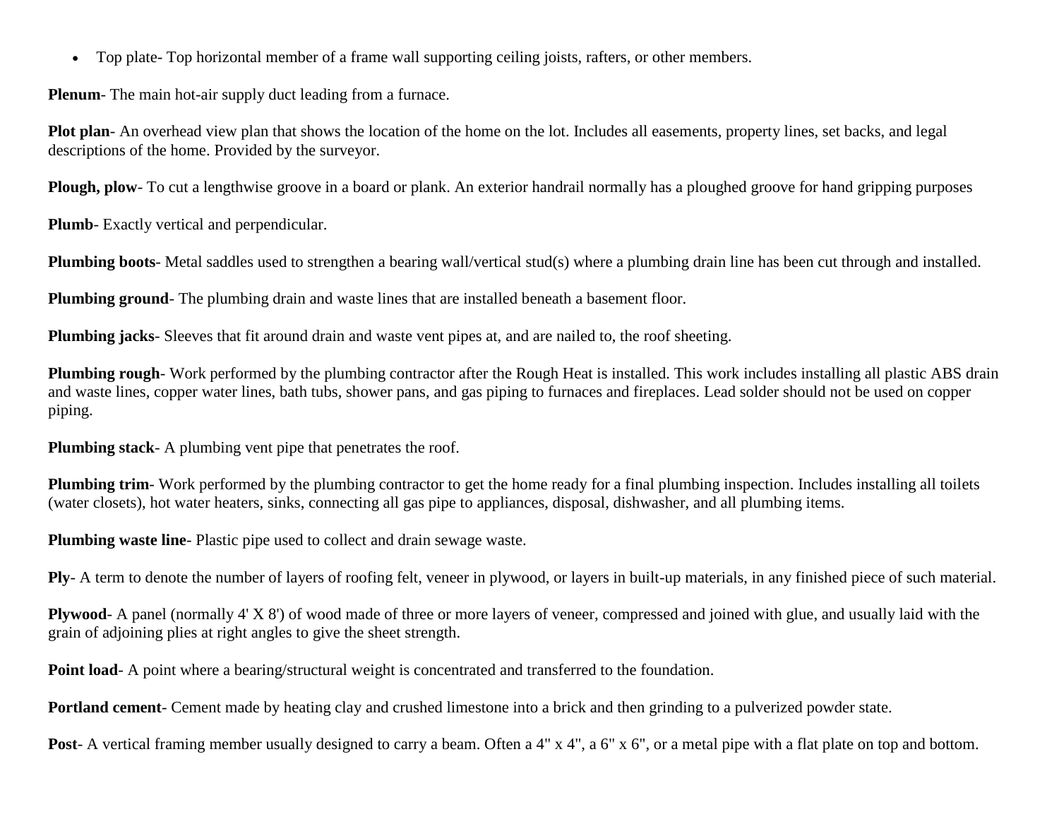- Top plate- Top horizontal member of a frame wall supporting ceiling joists, rafters, or other members.

**Plenum**- The main hot-air supply duct leading from a furnace.

**Plot plan**- An overhead view plan that shows the location of the home on the lot. Includes all easements, property lines, set backs, and legal descriptions of the home. Provided by the surveyor.

**Plough, plow**- To cut a lengthwise groove in a board or plank. An exterior handrail normally has a ploughed groove for hand gripping purposes

**Plumb**- Exactly vertical and perpendicular.

**Plumbing boots**- Metal saddles used to strengthen a bearing wall/vertical stud(s) where a plumbing drain line has been cut through and installed.

**Plumbing ground**- The plumbing drain and waste lines that are installed beneath a basement floor.

**Plumbing jacks**- Sleeves that fit around drain and waste vent pipes at, and are nailed to, the roof sheeting.

**Plumbing rough**- Work performed by the plumbing contractor after the Rough Heat is installed. This work includes installing all plastic ABS drain and waste lines, copper water lines, bath tubs, shower pans, and gas piping to furnaces and fireplaces. Lead solder should not be used on copper piping.

**Plumbing stack**- A plumbing vent pipe that penetrates the roof.

**Plumbing trim**- Work performed by the plumbing contractor to get the home ready for a final plumbing inspection. Includes installing all toilets (water closets), hot water heaters, sinks, connecting all gas pipe to appliances, disposal, dishwasher, and all plumbing items.

**Plumbing waste line**- Plastic pipe used to collect and drain sewage waste.

**Ply**- A term to denote the number of layers of roofing felt, veneer in plywood, or layers in built-up materials, in any finished piece of such material.

**Plywood**- A panel (normally 4' X 8') of wood made of three or more layers of veneer, compressed and joined with glue, and usually laid with the grain of adjoining plies at right angles to give the sheet strength.

**Point load**- A point where a bearing/structural weight is concentrated and transferred to the foundation.

**Portland cement**- Cement made by heating clay and crushed limestone into a brick and then grinding to a pulverized powder state.

**Post**- A vertical framing member usually designed to carry a beam. Often a 4" x 4", a 6" x 6", or a metal pipe with a flat plate on top and bottom.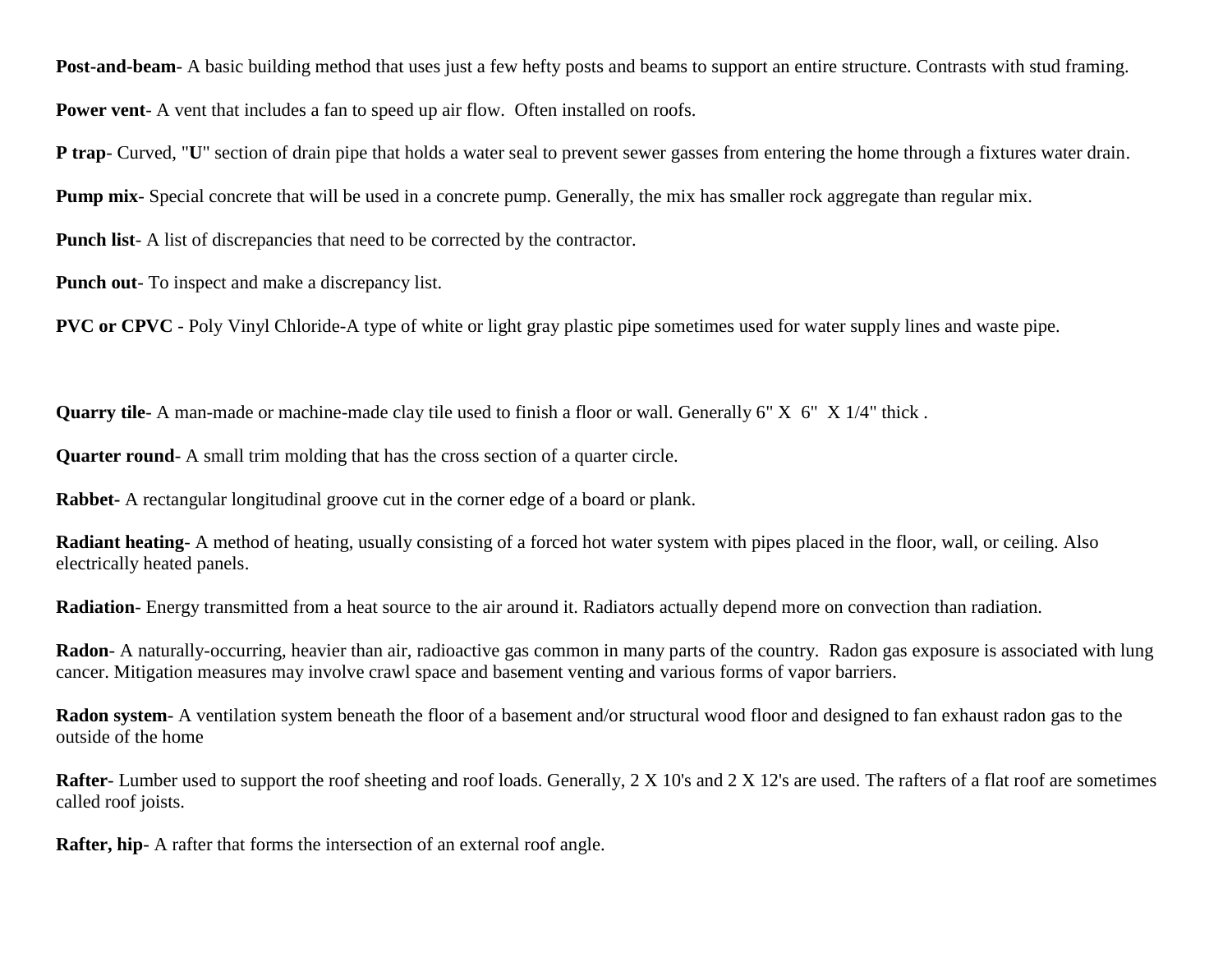**Post-and-beam**- A basic building method that uses just a few hefty posts and beams to support an entire structure. Contrasts with stud framing.

**Power vent**- A vent that includes a fan to speed up air flow. Often installed on roofs.

**P trap**- Curved, "**U**" section of drain pipe that holds a water seal to prevent sewer gasses from entering the home through a fixtures water drain.

**Pump mix**- Special concrete that will be used in a concrete pump. Generally, the mix has smaller rock aggregate than regular mix.

**Punch list**- A list of discrepancies that need to be corrected by the contractor.

**Punch out**- To inspect and make a discrepancy list.

**PVC or CPVC** - Poly Vinyl Chloride-A type of white or light gray plastic pipe sometimes used for water supply lines and waste pipe.

**Quarry tile**- A man-made or machine-made clay tile used to finish a floor or wall. Generally 6" X 6" X 1/4" thick .

**Quarter round**- A small trim molding that has the cross section of a quarter circle.

**Rabbet**- A rectangular longitudinal groove cut in the corner edge of a board or plank.

**Radiant heating**- A method of heating, usually consisting of a forced hot water system with pipes placed in the floor, wall, or ceiling. Also electrically heated panels.

**Radiation**- Energy transmitted from a heat source to the air around it. Radiators actually depend more on convection than radiation.

**Radon**- A naturally-occurring, heavier than air, radioactive gas common in many parts of the country. Radon gas exposure is associated with lung cancer. Mitigation measures may involve crawl space and basement venting and various forms of vapor barriers.

**Radon system**- A ventilation system beneath the floor of a basement and/or structural wood floor and designed to fan exhaust radon gas to the outside of the home

**Rafter**- Lumber used to support the roof sheeting and roof loads. Generally, 2 X 10's and 2 X 12's are used. The rafters of a flat roof are sometimes called roof joists.

**Rafter, hip**- A rafter that forms the intersection of an external roof angle.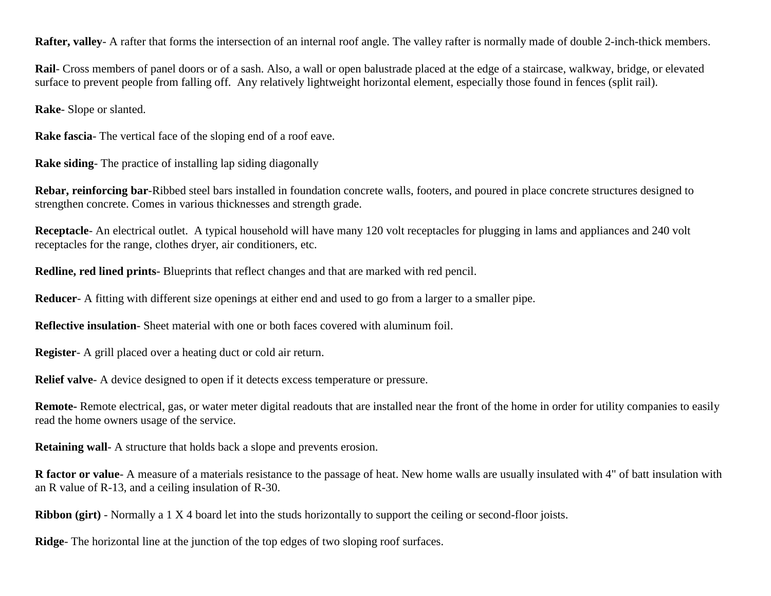**Rafter, valley**- A rafter that forms the intersection of an internal roof angle. The valley rafter is normally made of double 2-inch-thick members.

**Rail**- Cross members of panel doors or of a sash. Also, a wall or open balustrade placed at the edge of a staircase, walkway, bridge, or elevated surface to prevent people from falling off. Any relatively lightweight horizontal element, especially those found in fences (split rail).

**Rake**- Slope or slanted.

**Rake fascia**- The vertical face of the sloping end of a roof eave.

**Rake siding**- The practice of installing lap siding diagonally

**Rebar, reinforcing bar**-Ribbed steel bars installed in foundation concrete walls, footers, and poured in place concrete structures designed to strengthen concrete. Comes in various thicknesses and strength grade.

**Receptacle**- An electrical outlet. A typical household will have many 120 volt receptacles for plugging in lams and appliances and 240 volt receptacles for the range, clothes dryer, air conditioners, etc.

**Redline, red lined prints**- Blueprints that reflect changes and that are marked with red pencil.

**Reducer**- A fitting with different size openings at either end and used to go from a larger to a smaller pipe.

**Reflective insulation**- Sheet material with one or both faces covered with aluminum foil.

**Register**- A grill placed over a heating duct or cold air return.

**Relief valve**- A device designed to open if it detects excess temperature or pressure.

**Remote-** Remote electrical, gas, or water meter digital readouts that are installed near the front of the home in order for utility companies to easily read the home owners usage of the service.

**Retaining wall**- A structure that holds back a slope and prevents erosion.

**R factor or value**- A measure of a materials resistance to the passage of heat. New home walls are usually insulated with 4" of batt insulation with an R value of R-13, and a ceiling insulation of R-30.

**Ribbon (girt)** - Normally a 1 X 4 board let into the studs horizontally to support the ceiling or second-floor joists.

**Ridge**- The horizontal line at the junction of the top edges of two sloping roof surfaces.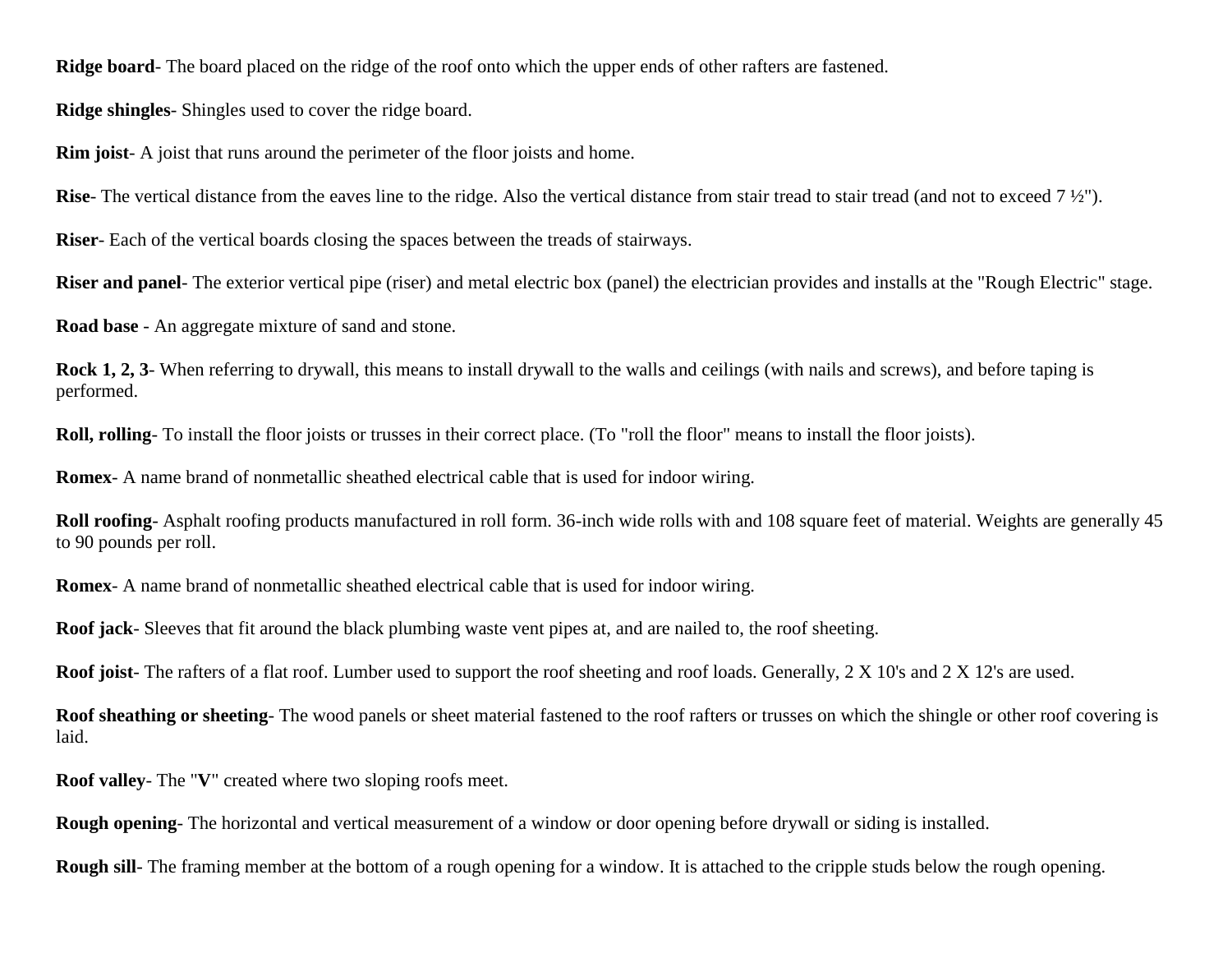**Ridge board**- The board placed on the ridge of the roof onto which the upper ends of other rafters are fastened.

**Ridge shingles**- Shingles used to cover the ridge board.

**Rim joist**- A joist that runs around the perimeter of the floor joists and home.

**Rise**- The vertical distance from the eaves line to the ridge. Also the vertical distance from stair tread to stair tread (and not to exceed 7 ½").

**Riser**- Each of the vertical boards closing the spaces between the treads of stairways.

**Riser and panel**- The exterior vertical pipe (riser) and metal electric box (panel) the electrician provides and installs at the "Rough Electric" stage.

**Road base** - An aggregate mixture of sand and stone.

**Rock 1, 2, 3**- When referring to drywall, this means to install drywall to the walls and ceilings (with nails and screws), and before taping is performed.

**Roll, rolling**- To install the floor joists or trusses in their correct place. (To "roll the floor" means to install the floor joists).

**Romex**- A name brand of nonmetallic sheathed electrical cable that is used for indoor wiring.

**Roll roofing**- Asphalt roofing products manufactured in roll form. 36-inch wide rolls with and 108 square feet of material. Weights are generally 45 to 90 pounds per roll.

**Romex**- A name brand of nonmetallic sheathed electrical cable that is used for indoor wiring.

**Roof jack**- Sleeves that fit around the black plumbing waste vent pipes at, and are nailed to, the roof sheeting.

**Roof joist**- The rafters of a flat roof. Lumber used to support the roof sheeting and roof loads. Generally, 2 X 10's and 2 X 12's are used.

**Roof sheathing or sheeting**- The wood panels or sheet material fastened to the roof rafters or trusses on which the shingle or other roof covering is laid.

**Roof valley**- The "**V**" created where two sloping roofs meet.

**Rough opening**- The horizontal and vertical measurement of a window or door opening before drywall or siding is installed.

**Rough sill**- The framing member at the bottom of a rough opening for a window. It is attached to the cripple studs below the rough opening.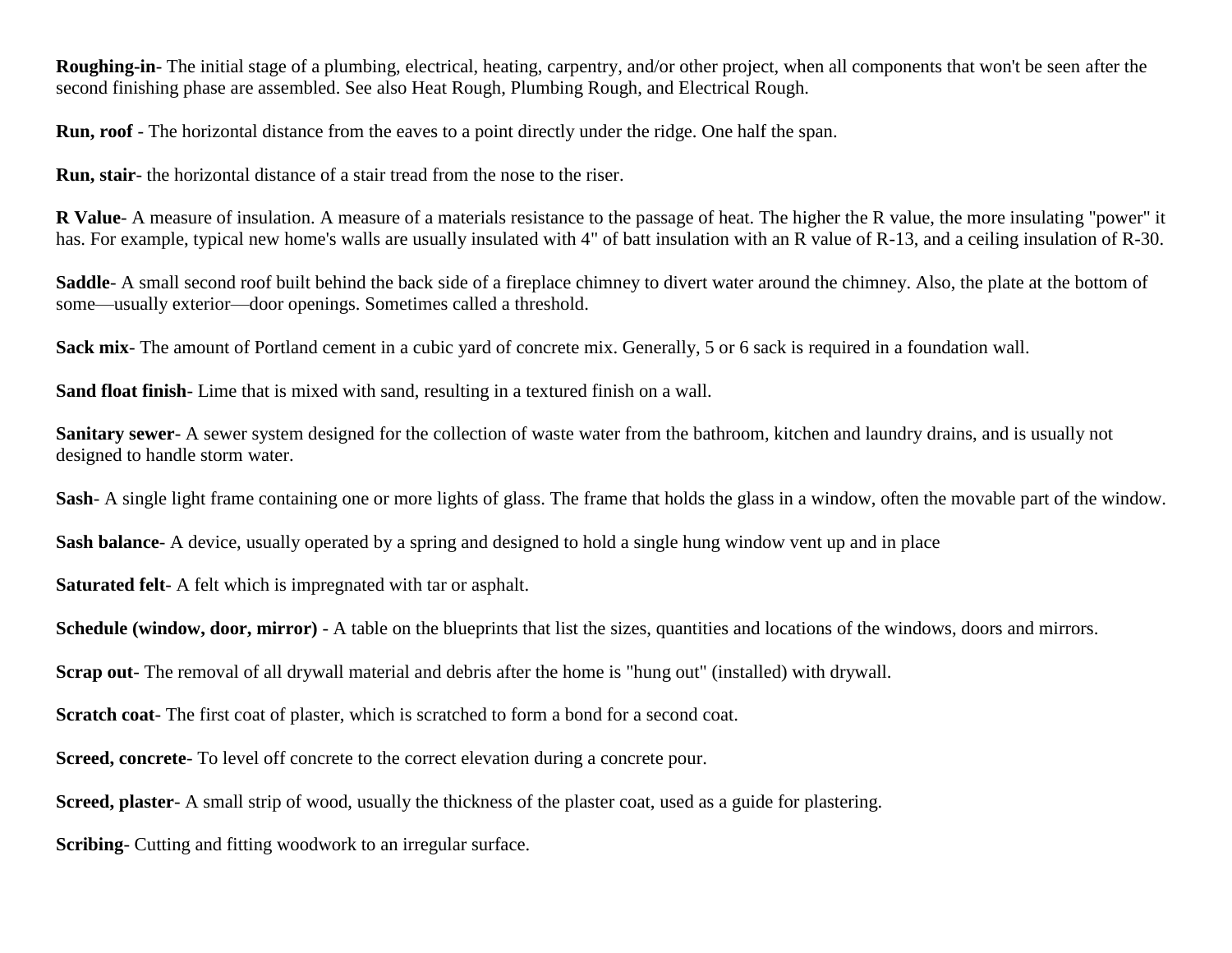**Roughing-in**- The initial stage of a plumbing, electrical, heating, carpentry, and/or other project, when all components that won't be seen after the second finishing phase are assembled. See also Heat Rough, Plumbing Rough, and Electrical Rough.

**Run, roof** - The horizontal distance from the eaves to a point directly under the ridge. One half the span.

**Run, stair**- the horizontal distance of a stair tread from the nose to the riser.

**R Value**- A measure of insulation. A measure of a materials resistance to the passage of heat. The higher the R value, the more insulating "power" it has. For example, typical new home's walls are usually insulated with 4" of batt insulation with an R value of R-13, and a ceiling insulation of R-30.

**Saddle**- A small second roof built behind the back side of a fireplace chimney to divert water around the chimney. Also, the plate at the bottom of some—usually exterior—door openings. Sometimes called a threshold.

**Sack mix**- The amount of Portland cement in a cubic yard of concrete mix. Generally, 5 or 6 sack is required in a foundation wall.

**Sand float finish**- Lime that is mixed with sand, resulting in a textured finish on a wall.

**Sanitary sewer**- A sewer system designed for the collection of waste water from the bathroom, kitchen and laundry drains, and is usually not designed to handle storm water.

**Sash**- A single light frame containing one or more lights of glass. The frame that holds the glass in a window, often the movable part of the window.

**Sash balance**- A device, usually operated by a spring and designed to hold a single hung window vent up and in place

**Saturated felt**- A felt which is impregnated with tar or asphalt.

**Schedule (window, door, mirror)** - A table on the blueprints that list the sizes, quantities and locations of the windows, doors and mirrors.

**Scrap out**- The removal of all drywall material and debris after the home is "hung out" (installed) with drywall.

**Scratch coat**- The first coat of plaster, which is scratched to form a bond for a second coat.

**Screed, concrete**- To level off concrete to the correct elevation during a concrete pour.

**Screed, plaster**- A small strip of wood, usually the thickness of the plaster coat, used as a guide for plastering.

**Scribing**- Cutting and fitting woodwork to an irregular surface.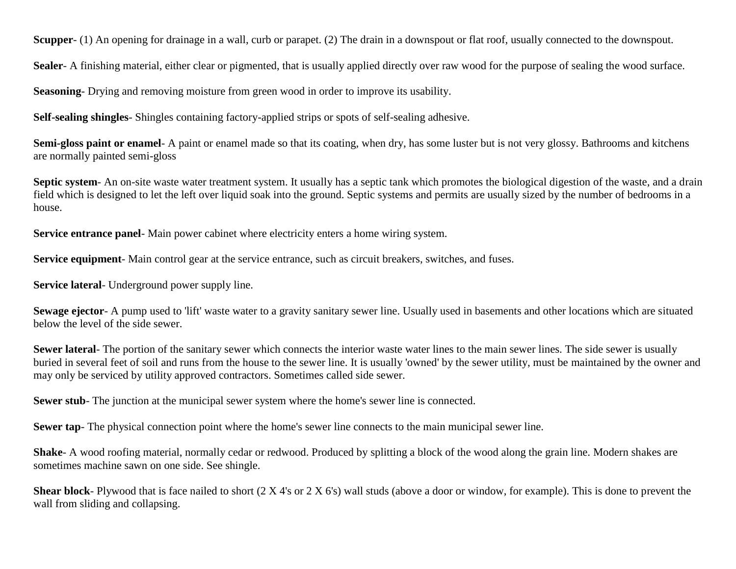**Scupper**- (1) An opening for drainage in a wall, curb or parapet. (2) The drain in a downspout or flat roof, usually connected to the downspout.

**Sealer**- A finishing material, either clear or pigmented, that is usually applied directly over raw wood for the purpose of sealing the wood surface.

**Seasoning**- Drying and removing moisture from green wood in order to improve its usability.

**Self-sealing shingles**- Shingles containing factory-applied strips or spots of self-sealing adhesive.

**Semi-gloss paint or enamel**- A paint or enamel made so that its coating, when dry, has some luster but is not very glossy. Bathrooms and kitchens are normally painted semi-gloss

**Septic system**- An on-site waste water treatment system. It usually has a septic tank which promotes the biological digestion of the waste, and a drain field which is designed to let the left over liquid soak into the ground. Septic systems and permits are usually sized by the number of bedrooms in a house.

**Service entrance panel**- Main power cabinet where electricity enters a home wiring system.

**Service equipment**- Main control gear at the service entrance, such as circuit breakers, switches, and fuses.

**Service lateral**- Underground power supply line.

**Sewage ejector**- A pump used to 'lift' waste water to a gravity sanitary sewer line. Usually used in basements and other locations which are situated below the level of the side sewer.

**Sewer lateral**- The portion of the sanitary sewer which connects the interior waste water lines to the main sewer lines. The side sewer is usually buried in several feet of soil and runs from the house to the sewer line. It is usually 'owned' by the sewer utility, must be maintained by the owner and may only be serviced by utility approved contractors. Sometimes called side sewer.

**Sewer stub**- The junction at the municipal sewer system where the home's sewer line is connected.

**Sewer tap**- The physical connection point where the home's sewer line connects to the main municipal sewer line.

**Shake**- A wood roofing material, normally cedar or redwood. Produced by splitting a block of the wood along the grain line. Modern shakes are sometimes machine sawn on one side. See shingle.

**Shear block**- Plywood that is face nailed to short (2 X 4's or 2 X 6's) wall studs (above a door or window, for example). This is done to prevent the wall from sliding and collapsing.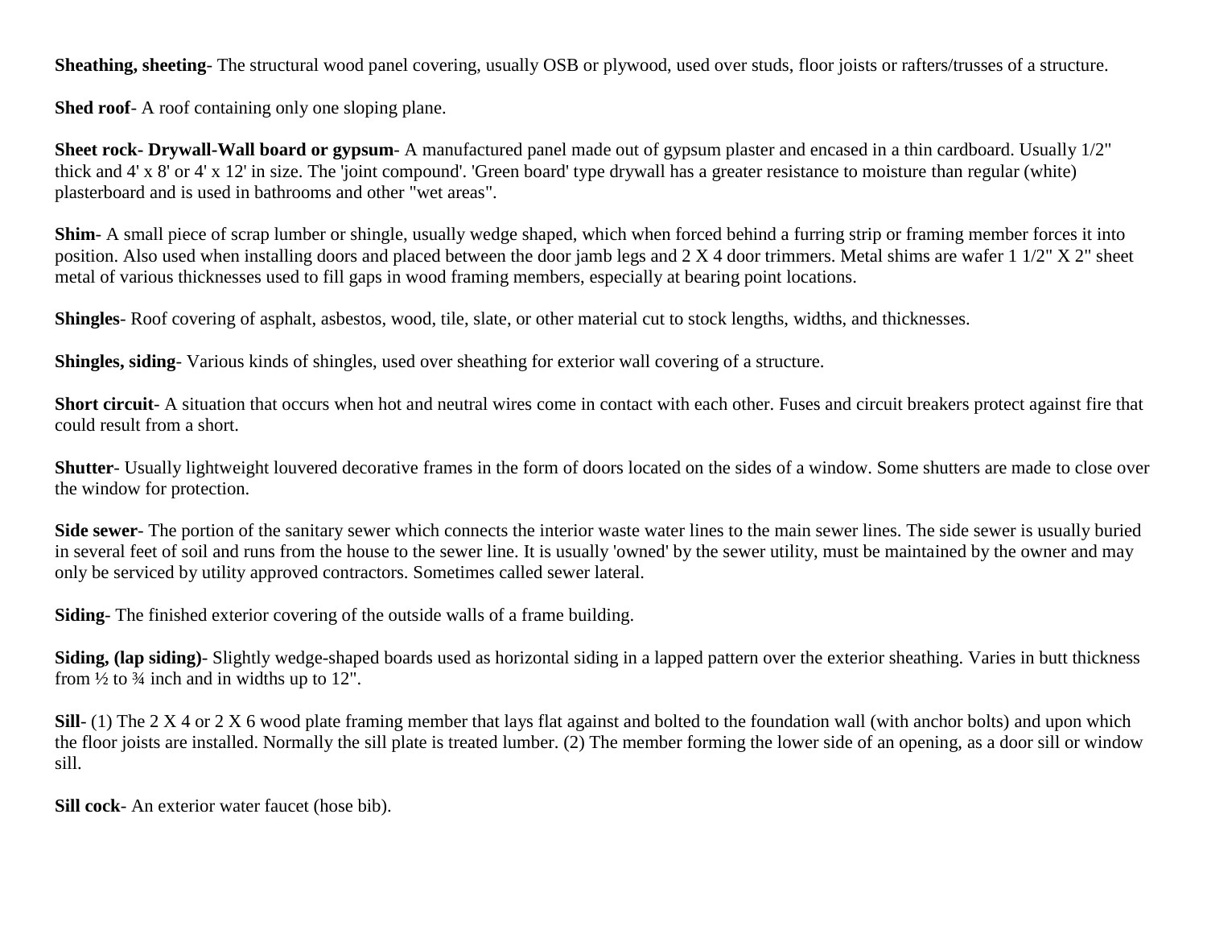**Sheathing, sheeting**- The structural wood panel covering, usually OSB or plywood, used over studs, floor joists or rafters/trusses of a structure.

**Shed roof**- A roof containing only one sloping plane.

**Sheet rock- Drywall-Wall board or gypsum**- A manufactured panel made out of gypsum plaster and encased in a thin cardboard. Usually 1/2" thick and 4' x 8' or 4' x 12' in size. The 'joint compound'. 'Green board' type drywall has a greater resistance to moisture than regular (white) plasterboard and is used in bathrooms and other "wet areas".

**Shim**- A small piece of scrap lumber or shingle, usually wedge shaped, which when forced behind a furring strip or framing member forces it into position. Also used when installing doors and placed between the door jamb legs and 2 X 4 door trimmers. Metal shims are wafer 1 1/2" X 2" sheet metal of various thicknesses used to fill gaps in wood framing members, especially at bearing point locations.

**Shingles**- Roof covering of asphalt, asbestos, wood, tile, slate, or other material cut to stock lengths, widths, and thicknesses.

**Shingles, siding**- Various kinds of shingles, used over sheathing for exterior wall covering of a structure.

**Short circuit**- A situation that occurs when hot and neutral wires come in contact with each other. Fuses and circuit breakers protect against fire that could result from a short.

**Shutter**- Usually lightweight louvered decorative frames in the form of doors located on the sides of a window. Some shutters are made to close over the window for protection.

**Side sewer**- The portion of the sanitary sewer which connects the interior waste water lines to the main sewer lines. The side sewer is usually buried in several feet of soil and runs from the house to the sewer line. It is usually 'owned' by the sewer utility, must be maintained by the owner and may only be serviced by utility approved contractors. Sometimes called sewer lateral.

**Siding**- The finished exterior covering of the outside walls of a frame building.

**Siding, (lap siding)**- Slightly wedge-shaped boards used as horizontal siding in a lapped pattern over the exterior sheathing. Varies in butt thickness from ½ to ¾ inch and in widths up to 12".

**Sill**- (1) The 2 X 4 or 2 X 6 wood plate framing member that lays flat against and bolted to the foundation wall (with anchor bolts) and upon which the floor joists are installed. Normally the sill plate is treated lumber. (2) The member forming the lower side of an opening, as a door sill or window sill.

**Sill cock**- An exterior water faucet (hose bib).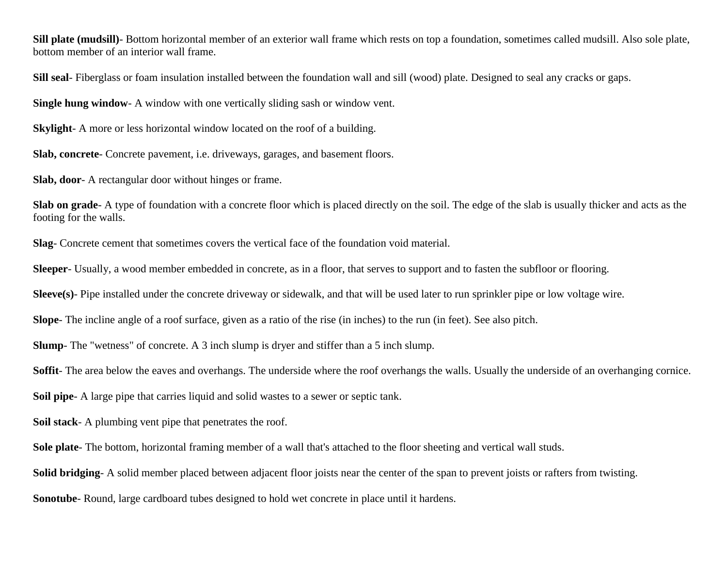**Sill plate (mudsill)**- Bottom horizontal member of an exterior wall frame which rests on top a foundation, sometimes called mudsill. Also sole plate, bottom member of an interior wall frame.

**Sill seal**- Fiberglass or foam insulation installed between the foundation wall and sill (wood) plate. Designed to seal any cracks or gaps.

**Single hung window**- A window with one vertically sliding sash or window vent.

**Skylight**- A more or less horizontal window located on the roof of a building.

**Slab, concrete**- Concrete pavement, i.e. driveways, garages, and basement floors.

**Slab, door**- A rectangular door without hinges or frame.

**Slab on grade**- A type of foundation with a concrete floor which is placed directly on the soil. The edge of the slab is usually thicker and acts as the footing for the walls.

**Slag**- Concrete cement that sometimes covers the vertical face of the foundation void material.

**Sleeper**- Usually, a wood member embedded in concrete, as in a floor, that serves to support and to fasten the subfloor or flooring.

**Sleeve(s)**- Pipe installed under the concrete driveway or sidewalk, and that will be used later to run sprinkler pipe or low voltage wire.

**Slope**- The incline angle of a roof surface, given as a ratio of the rise (in inches) to the run (in feet). See also pitch.

**Slump**- The "wetness" of concrete. A 3 inch slump is dryer and stiffer than a 5 inch slump.

**Soffit**- The area below the eaves and overhangs. The underside where the roof overhangs the walls. Usually the underside of an overhanging cornice.

**Soil pipe**- A large pipe that carries liquid and solid wastes to a sewer or septic tank.

**Soil stack**- A plumbing vent pipe that penetrates the roof.

**Sole plate**- The bottom, horizontal framing member of a wall that's attached to the floor sheeting and vertical wall studs.

**Solid bridging**- A solid member placed between adjacent floor joists near the center of the span to prevent joists or rafters from twisting.

**Sonotube**- Round, large cardboard tubes designed to hold wet concrete in place until it hardens.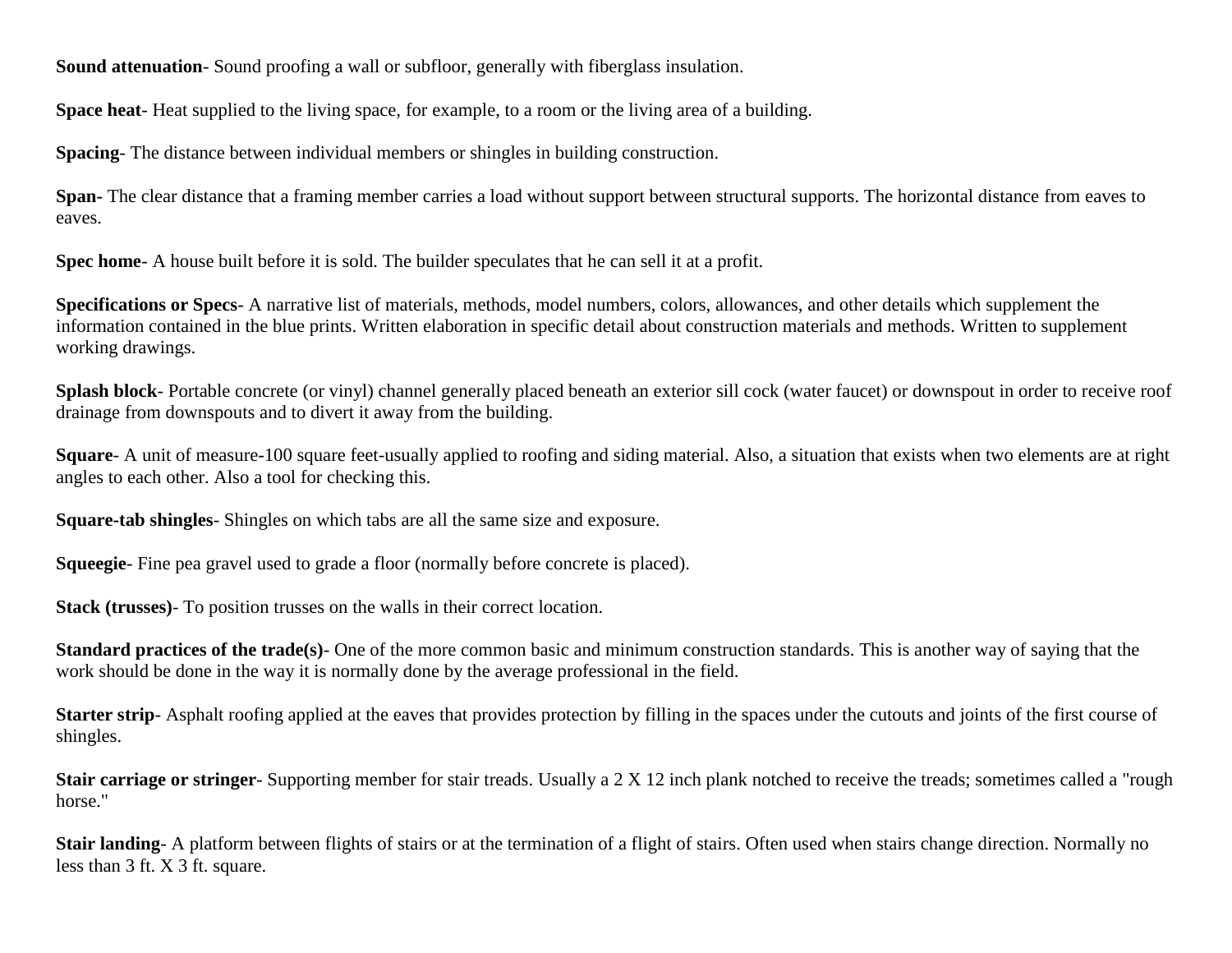**Sound attenuation**- Sound proofing a wall or subfloor, generally with fiberglass insulation.

**Space heat**- Heat supplied to the living space, for example, to a room or the living area of a building.

**Spacing**- The distance between individual members or shingles in building construction.

**Span**- The clear distance that a framing member carries a load without support between structural supports. The horizontal distance from eaves to eaves.

**Spec home**- A house built before it is sold. The builder speculates that he can sell it at a profit.

**Specifications or Specs**- A narrative list of materials, methods, model numbers, colors, allowances, and other details which supplement the information contained in the blue prints. Written elaboration in specific detail about construction materials and methods. Written to supplement working drawings.

**Splash block**- Portable concrete (or vinyl) channel generally placed beneath an exterior sill cock (water faucet) or downspout in order to receive roof drainage from downspouts and to divert it away from the building.

**Square**- A unit of measure-100 square feet-usually applied to roofing and siding material. Also, a situation that exists when two elements are at right angles to each other. Also a tool for checking this.

**Square-tab shingles**- Shingles on which tabs are all the same size and exposure.

**Squeegie**- Fine pea gravel used to grade a floor (normally before concrete is placed).

**Stack (trusses)**- To position trusses on the walls in their correct location.

**Standard practices of the trade(s)**- One of the more common basic and minimum construction standards. This is another way of saying that the work should be done in the way it is normally done by the average professional in the field.

**Starter strip**- Asphalt roofing applied at the eaves that provides protection by filling in the spaces under the cutouts and joints of the first course of shingles.

**Stair carriage or stringer**- Supporting member for stair treads. Usually a 2 X 12 inch plank notched to receive the treads; sometimes called a "rough horse."

**Stair landing**- A platform between flights of stairs or at the termination of a flight of stairs. Often used when stairs change direction. Normally no less than 3 ft. X 3 ft. square.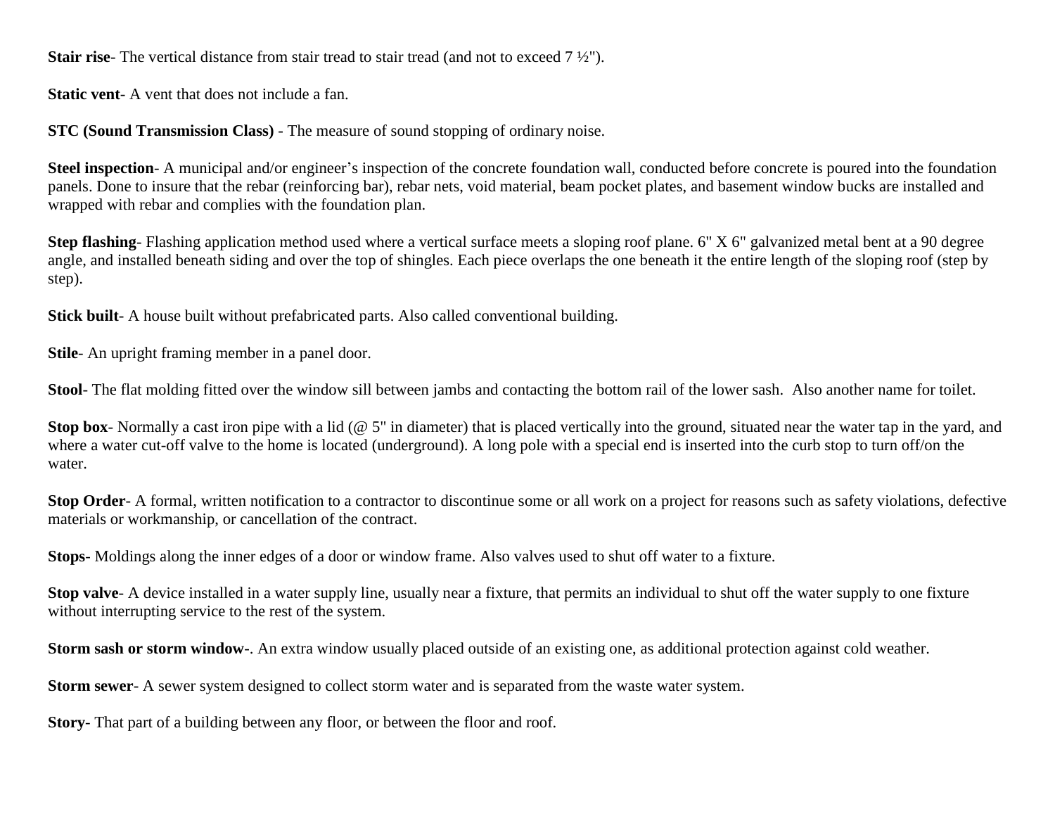**Stair rise**- The vertical distance from stair tread to stair tread (and not to exceed 7 ½").

**Static vent**- A vent that does not include a fan.

**STC (Sound Transmission Class)** - The measure of sound stopping of ordinary noise.

**Steel inspection**- A municipal and/or engineer's inspection of the concrete foundation wall, conducted before concrete is poured into the foundation panels. Done to insure that the rebar (reinforcing bar), rebar nets, void material, beam pocket plates, and basement window bucks are installed and wrapped with rebar and complies with the foundation plan.

**Step flashing**- Flashing application method used where a vertical surface meets a sloping roof plane. 6" X 6" galvanized metal bent at a 90 degree angle, and installed beneath siding and over the top of shingles. Each piece overlaps the one beneath it the entire length of the sloping roof (step by step).

**Stick built**- A house built without prefabricated parts. Also called conventional building.

**Stile**- An upright framing member in a panel door.

**Stool**- The flat molding fitted over the window sill between jambs and contacting the bottom rail of the lower sash. Also another name for toilet.

**Stop box**- Normally a cast iron pipe with a lid (@ 5" in diameter) that is placed vertically into the ground, situated near the water tap in the yard, and where a water cut-off valve to the home is located (underground). A long pole with a special end is inserted into the curb stop to turn off/on the water.

**Stop Order**- A formal, written notification to a contractor to discontinue some or all work on a project for reasons such as safety violations, defective materials or workmanship, or cancellation of the contract.

**Stops**- Moldings along the inner edges of a door or window frame. Also valves used to shut off water to a fixture.

**Stop valve**- A device installed in a water supply line, usually near a fixture, that permits an individual to shut off the water supply to one fixture without interrupting service to the rest of the system.

**Storm sash or storm window**-. An extra window usually placed outside of an existing one, as additional protection against cold weather.

**Storm sewer**- A sewer system designed to collect storm water and is separated from the waste water system.

**Story**- That part of a building between any floor, or between the floor and roof.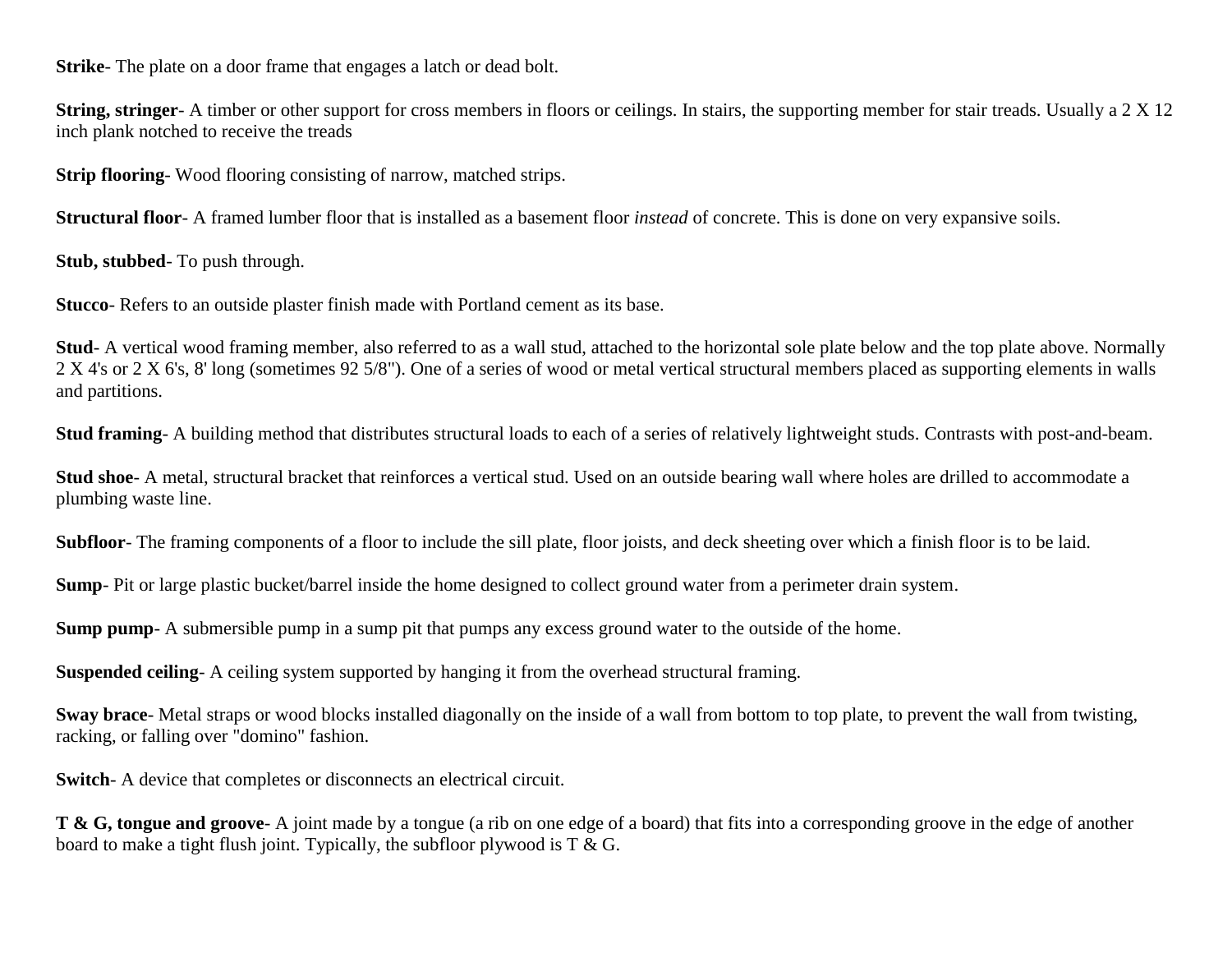**Strike**- The plate on a door frame that engages a latch or dead bolt.

**String, stringer**- A timber or other support for cross members in floors or ceilings. In stairs, the supporting member for stair treads. Usually a 2 X 12 inch plank notched to receive the treads

**Strip flooring**- Wood flooring consisting of narrow, matched strips.

**Structural floor**- A framed lumber floor that is installed as a basement floor *instead* of concrete. This is done on very expansive soils.

**Stub, stubbed**- To push through.

**Stucco**- Refers to an outside plaster finish made with Portland cement as its base.

**Stud**- A vertical wood framing member, also referred to as a wall stud, attached to the horizontal sole plate below and the top plate above. Normally 2 X 4's or 2 X 6's, 8' long (sometimes 92 5/8"). One of a series of wood or metal vertical structural members placed as supporting elements in walls and partitions.

**Stud framing**- A building method that distributes structural loads to each of a series of relatively lightweight studs. Contrasts with post-and-beam.

**Stud shoe**- A metal, structural bracket that reinforces a vertical stud. Used on an outside bearing wall where holes are drilled to accommodate a plumbing waste line.

**Subfloor**- The framing components of a floor to include the sill plate, floor joists, and deck sheeting over which a finish floor is to be laid.

**Sump**- Pit or large plastic bucket/barrel inside the home designed to collect ground water from a perimeter drain system.

**Sump pump**- A submersible pump in a sump pit that pumps any excess ground water to the outside of the home.

**Suspended ceiling**- A ceiling system supported by hanging it from the overhead structural framing.

**Sway brace**- Metal straps or wood blocks installed diagonally on the inside of a wall from bottom to top plate, to prevent the wall from twisting, racking, or falling over "domino" fashion.

**Switch**- A device that completes or disconnects an electrical circuit.

**T & G, tongue and groove**- A joint made by a tongue (a rib on one edge of a board) that fits into a corresponding groove in the edge of another board to make a tight flush joint. Typically, the subfloor plywood is T & G.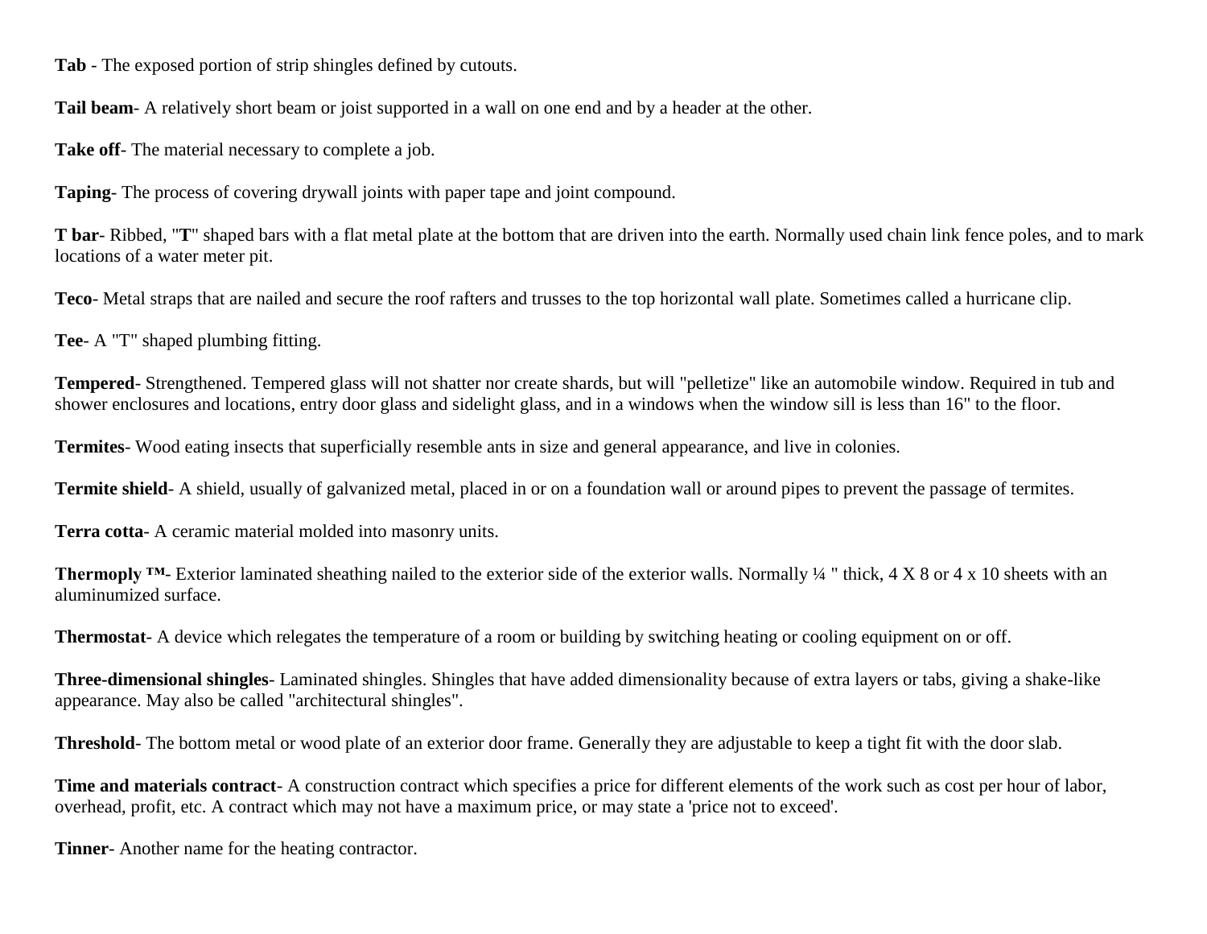**Tab** - The exposed portion of strip shingles defined by cutouts.

**Tail beam**- A relatively short beam or joist supported in a wall on one end and by a header at the other.

**Take off**- The material necessary to complete a job.

**Taping**- The process of covering drywall joints with paper tape and joint compound.

**T bar**- Ribbed, "**T**" shaped bars with a flat metal plate at the bottom that are driven into the earth. Normally used chain link fence poles, and to mark locations of a water meter pit.

**Teco**- Metal straps that are nailed and secure the roof rafters and trusses to the top horizontal wall plate. Sometimes called a hurricane clip.

**Tee**- A "T" shaped plumbing fitting.

**Tempered**- Strengthened. Tempered glass will not shatter nor create shards, but will "pelletize" like an automobile window. Required in tub and shower enclosures and locations, entry door glass and sidelight glass, and in a windows when the window sill is less than 16" to the floor.

**Termites**- Wood eating insects that superficially resemble ants in size and general appearance, and live in colonies.

**Termite shield**- A shield, usually of galvanized metal, placed in or on a foundation wall or around pipes to prevent the passage of termites.

**Terra cotta**- A ceramic material molded into masonry units.

**Thermoply ™**- Exterior laminated sheathing nailed to the exterior side of the exterior walls. Normally ¼ " thick, 4 X 8 or 4 x 10 sheets with an aluminumized surface.

**Thermostat**- A device which relegates the temperature of a room or building by switching heating or cooling equipment on or off.

**Three-dimensional shingles**- Laminated shingles. Shingles that have added dimensionality because of extra layers or tabs, giving a shake-like appearance. May also be called "architectural shingles".

**Threshold**- The bottom metal or wood plate of an exterior door frame. Generally they are adjustable to keep a tight fit with the door slab.

**Time and materials contract**- A construction contract which specifies a price for different elements of the work such as cost per hour of labor, overhead, profit, etc. A contract which may not have a maximum price, or may state a 'price not to exceed'.

**Tinner**- Another name for the heating contractor.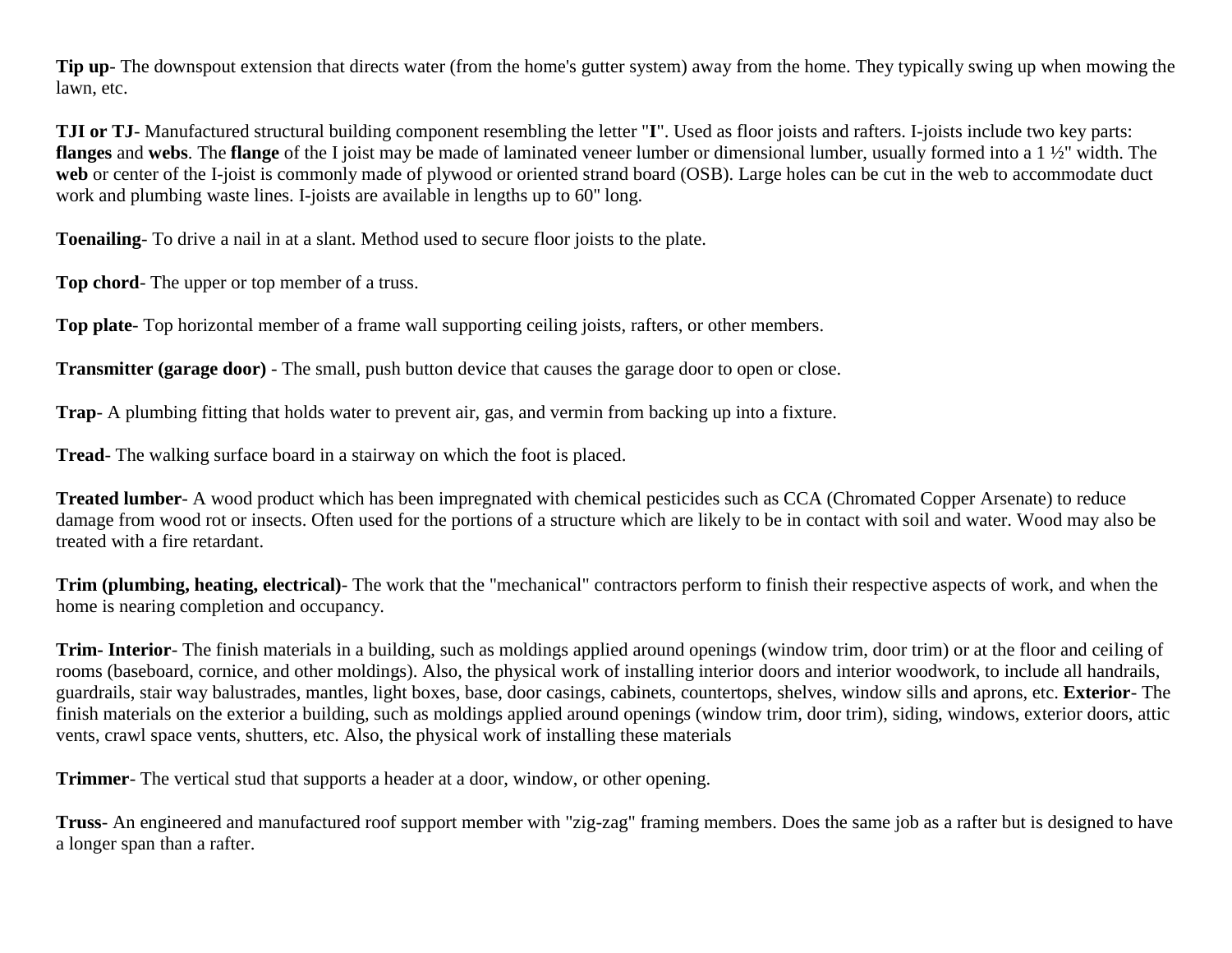**Tip up**- The downspout extension that directs water (from the home's gutter system) away from the home. They typically swing up when mowing the lawn, etc.

**TJI or TJ**- Manufactured structural building component resembling the letter "**I**". Used as floor joists and rafters. I-joists include two key parts: **flanges** and **webs**. The **flange** of the I joist may be made of laminated veneer lumber or dimensional lumber, usually formed into a 1 ½" width. The **web** or center of the I-joist is commonly made of plywood or oriented strand board (OSB). Large holes can be cut in the web to accommodate duct work and plumbing waste lines. I-joists are available in lengths up to 60" long.

**Toenailing**- To drive a nail in at a slant. Method used to secure floor joists to the plate.

**Top chord**- The upper or top member of a truss.

**Top plate**- Top horizontal member of a frame wall supporting ceiling joists, rafters, or other members.

**Transmitter (garage door)** - The small, push button device that causes the garage door to open or close.

**Trap**- A plumbing fitting that holds water to prevent air, gas, and vermin from backing up into a fixture.

**Tread**- The walking surface board in a stairway on which the foot is placed.

**Treated lumber**- A wood product which has been impregnated with chemical pesticides such as CCA (Chromated Copper Arsenate) to reduce damage from wood rot or insects. Often used for the portions of a structure which are likely to be in contact with soil and water. Wood may also be treated with a fire retardant.

**Trim (plumbing, heating, electrical)**- The work that the "mechanical" contractors perform to finish their respective aspects of work, and when the home is nearing completion and occupancy.

**Trim- Interior**- The finish materials in a building, such as moldings applied around openings (window trim, door trim) or at the floor and ceiling of rooms (baseboard, cornice, and other moldings). Also, the physical work of installing interior doors and interior woodwork, to include all handrails, guardrails, stair way balustrades, mantles, light boxes, base, door casings, cabinets, countertops, shelves, window sills and aprons, etc. **Exterior**- The finish materials on the exterior a building, such as moldings applied around openings (window trim, door trim), siding, windows, exterior doors, attic vents, crawl space vents, shutters, etc. Also, the physical work of installing these materials

**Trimmer**- The vertical stud that supports a header at a door, window, or other opening.

**Truss**- An engineered and manufactured roof support member with "zig-zag" framing members. Does the same job as a rafter but is designed to have a longer span than a rafter.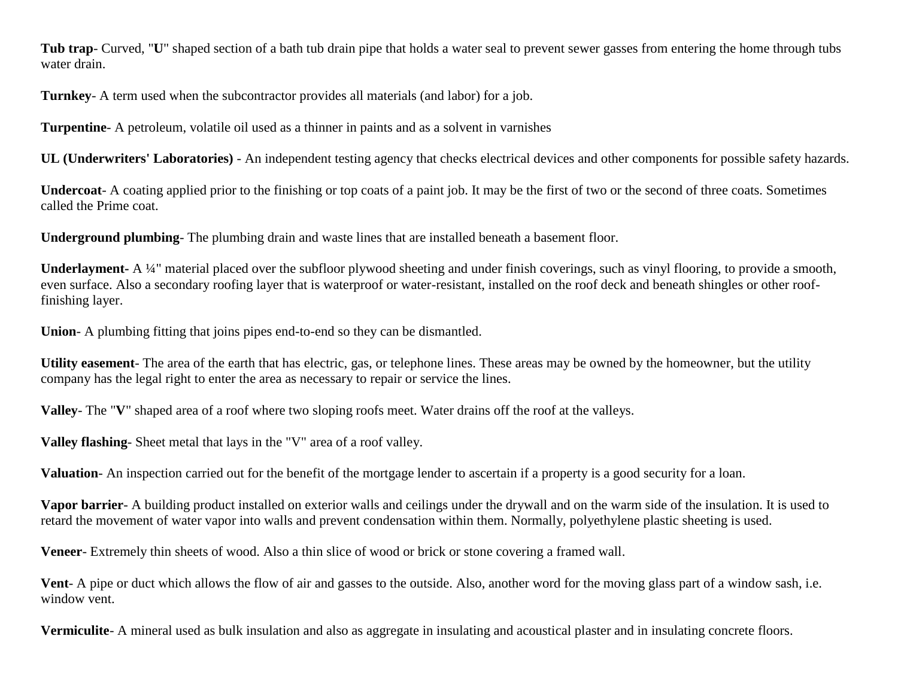**Tub trap**- Curved, "**U**" shaped section of a bath tub drain pipe that holds a water seal to prevent sewer gasses from entering the home through tubs water drain.

**Turnkey**- A term used when the subcontractor provides all materials (and labor) for a job.

**Turpentine**- A petroleum, volatile oil used as a thinner in paints and as a solvent in varnishes

**UL (Underwriters' Laboratories)** - An independent testing agency that checks electrical devices and other components for possible safety hazards.

**Undercoat**- A coating applied prior to the finishing or top coats of a paint job. It may be the first of two or the second of three coats. Sometimes called the Prime coat.

**Underground plumbing**- The plumbing drain and waste lines that are installed beneath a basement floor.

**Underlayment**- A ¼" material placed over the subfloor plywood sheeting and under finish coverings, such as vinyl flooring, to provide a smooth, even surface. Also a secondary roofing layer that is waterproof or water-resistant, installed on the roof deck and beneath shingles or other roof-finishing layer.

**Union**- A plumbing fitting that joins pipes end-to-end so they can be dismantled.

**Utility easement**- The area of the earth that has electric, gas, or telephone lines. These areas may be owned by the homeowner, but the utility company has the legal right to enter the area as necessary to repair or service the lines.

**Valley**- The "**V**" shaped area of a roof where two sloping roofs meet. Water drains off the roof at the valleys.

**Valley flashing**- Sheet metal that lays in the "V" area of a roof valley.

**Valuation**- An inspection carried out for the benefit of the mortgage lender to ascertain if a property is a good security for a loan.

**Vapor barrier**- A building product installed on exterior walls and ceilings under the drywall and on the warm side of the insulation. It is used to retard the movement of water vapor into walls and prevent condensation within them. Normally, polyethylene plastic sheeting is used.

**Veneer**- Extremely thin sheets of wood. Also a thin slice of wood or brick or stone covering a framed wall.

**Vent**- A pipe or duct which allows the flow of air and gasses to the outside. Also, another word for the moving glass part of a window sash, i.e. window vent.

**Vermiculite**- A mineral used as bulk insulation and also as aggregate in insulating and acoustical plaster and in insulating concrete floors.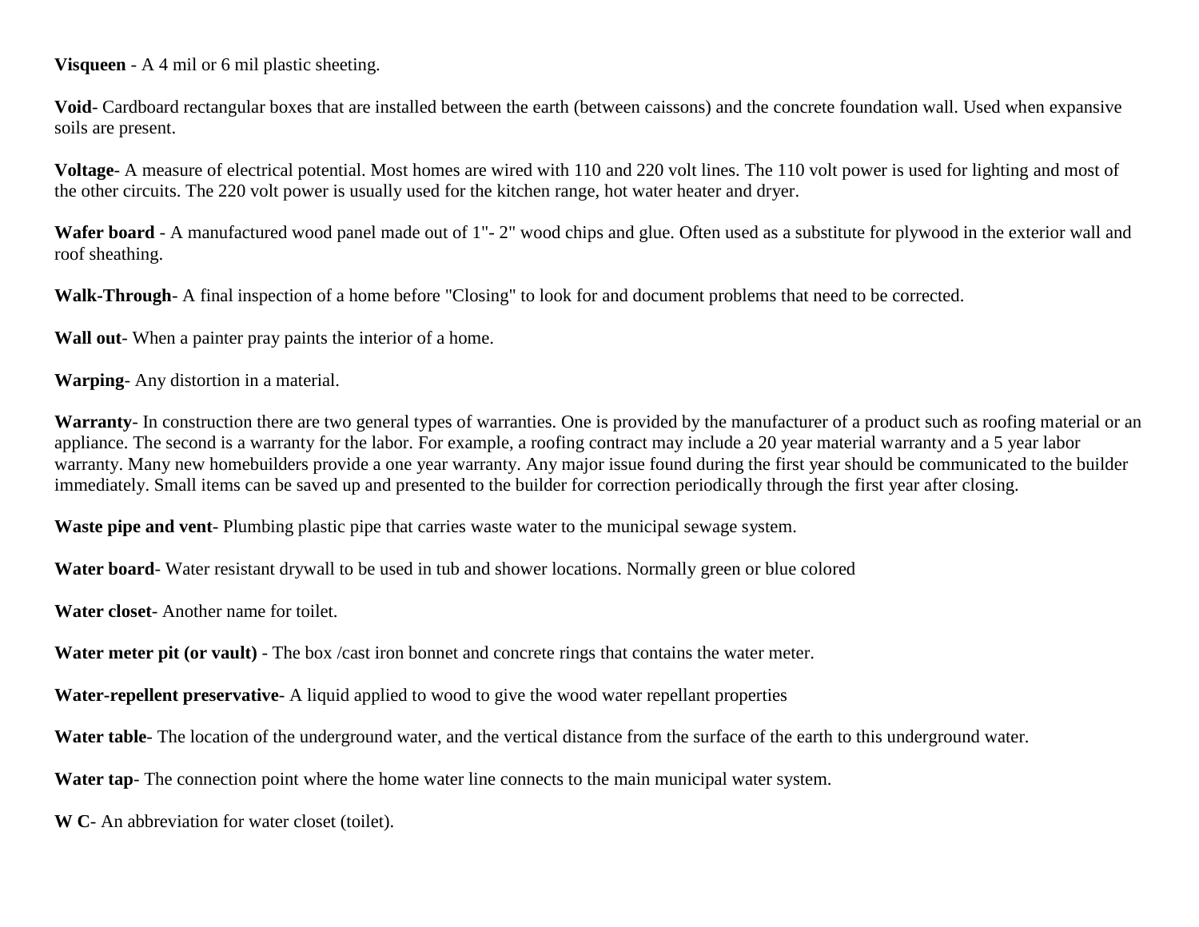**Visqueen** - A 4 mil or 6 mil plastic sheeting.

**Void**- Cardboard rectangular boxes that are installed between the earth (between caissons) and the concrete foundation wall. Used when expansive soils are present.

**Voltage**- A measure of electrical potential. Most homes are wired with 110 and 220 volt lines. The 110 volt power is used for lighting and most of the other circuits. The 220 volt power is usually used for the kitchen range, hot water heater and dryer.

**Wafer board** - A manufactured wood panel made out of 1"- 2" wood chips and glue. Often used as a substitute for plywood in the exterior wall and roof sheathing.

**Walk-Through**- A final inspection of a home before "Closing" to look for and document problems that need to be corrected.

**Wall out**- When a painter pray paints the interior of a home.

**Warping**- Any distortion in a material.

**Warranty**- In construction there are two general types of warranties. One is provided by the manufacturer of a product such as roofing material or an appliance. The second is a warranty for the labor. For example, a roofing contract may include a 20 year material warranty and a 5 year labor warranty. Many new homebuilders provide a one year warranty. Any major issue found during the first year should be communicated to the builder immediately. Small items can be saved up and presented to the builder for correction periodically through the first year after closing.

**Waste pipe and vent**- Plumbing plastic pipe that carries waste water to the municipal sewage system.

**Water board**- Water resistant drywall to be used in tub and shower locations. Normally green or blue colored

**Water closet**- Another name for toilet.

**Water meter pit (or vault)** - The box /cast iron bonnet and concrete rings that contains the water meter.

**Water-repellent preservative**- A liquid applied to wood to give the wood water repellant properties

**Water table**- The location of the underground water, and the vertical distance from the surface of the earth to this underground water.

**Water tap**- The connection point where the home water line connects to the main municipal water system.

**W C**- An abbreviation for water closet (toilet).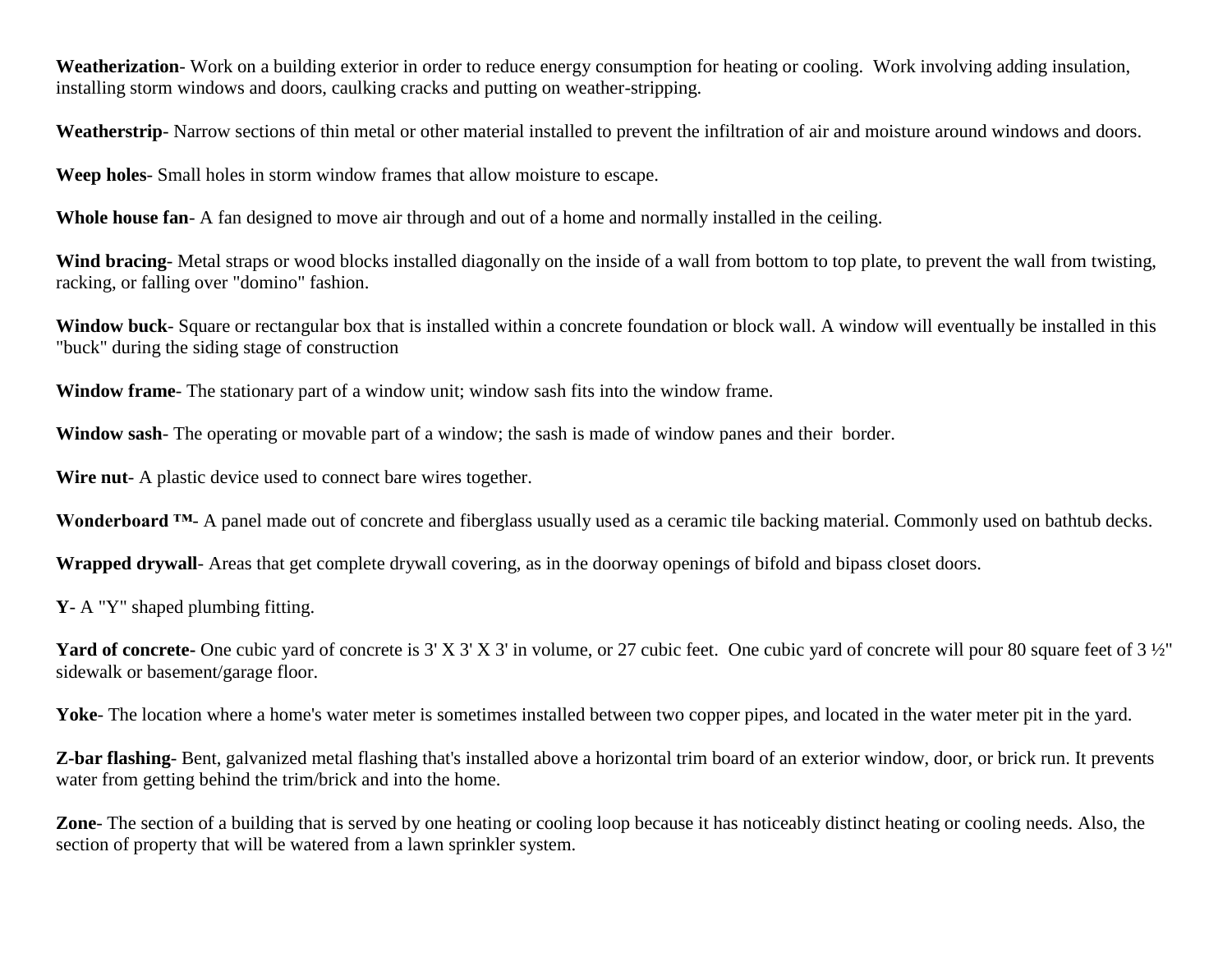**Weatherization**- Work on a building exterior in order to reduce energy consumption for heating or cooling. Work involving adding insulation, installing storm windows and doors, caulking cracks and putting on weather-stripping.

**Weatherstrip**- Narrow sections of thin metal or other material installed to prevent the infiltration of air and moisture around windows and doors.

**Weep holes**- Small holes in storm window frames that allow moisture to escape.

**Whole house fan**- A fan designed to move air through and out of a home and normally installed in the ceiling.

**Wind bracing**- Metal straps or wood blocks installed diagonally on the inside of a wall from bottom to top plate, to prevent the wall from twisting, racking, or falling over "domino" fashion.

**Window buck**- Square or rectangular box that is installed within a concrete foundation or block wall. A window will eventually be installed in this "buck" during the siding stage of construction

**Window frame**- The stationary part of a window unit; window sash fits into the window frame.

**Window sash**- The operating or movable part of a window; the sash is made of window panes and their border.

**Wire nut**- A plastic device used to connect bare wires together.

**Wonderboard ™-** A panel made out of concrete and fiberglass usually used as a ceramic tile backing material. Commonly used on bathtub decks.

**Wrapped drywall**- Areas that get complete drywall covering, as in the doorway openings of bifold and bipass closet doors.

**Y**- A "Y" shaped plumbing fitting.

**Yard of concrete-** One cubic yard of concrete is 3' X 3' X 3' in volume, or 27 cubic feet. One cubic yard of concrete will pour 80 square feet of 3 ½" sidewalk or basement/garage floor.

**Yoke**- The location where a home's water meter is sometimes installed between two copper pipes, and located in the water meter pit in the yard.

**Z-bar flashing**- Bent, galvanized metal flashing that's installed above a horizontal trim board of an exterior window, door, or brick run. It prevents water from getting behind the trim/brick and into the home.

**Zone**- The section of a building that is served by one heating or cooling loop because it has noticeably distinct heating or cooling needs. Also, the section of property that will be watered from a lawn sprinkler system.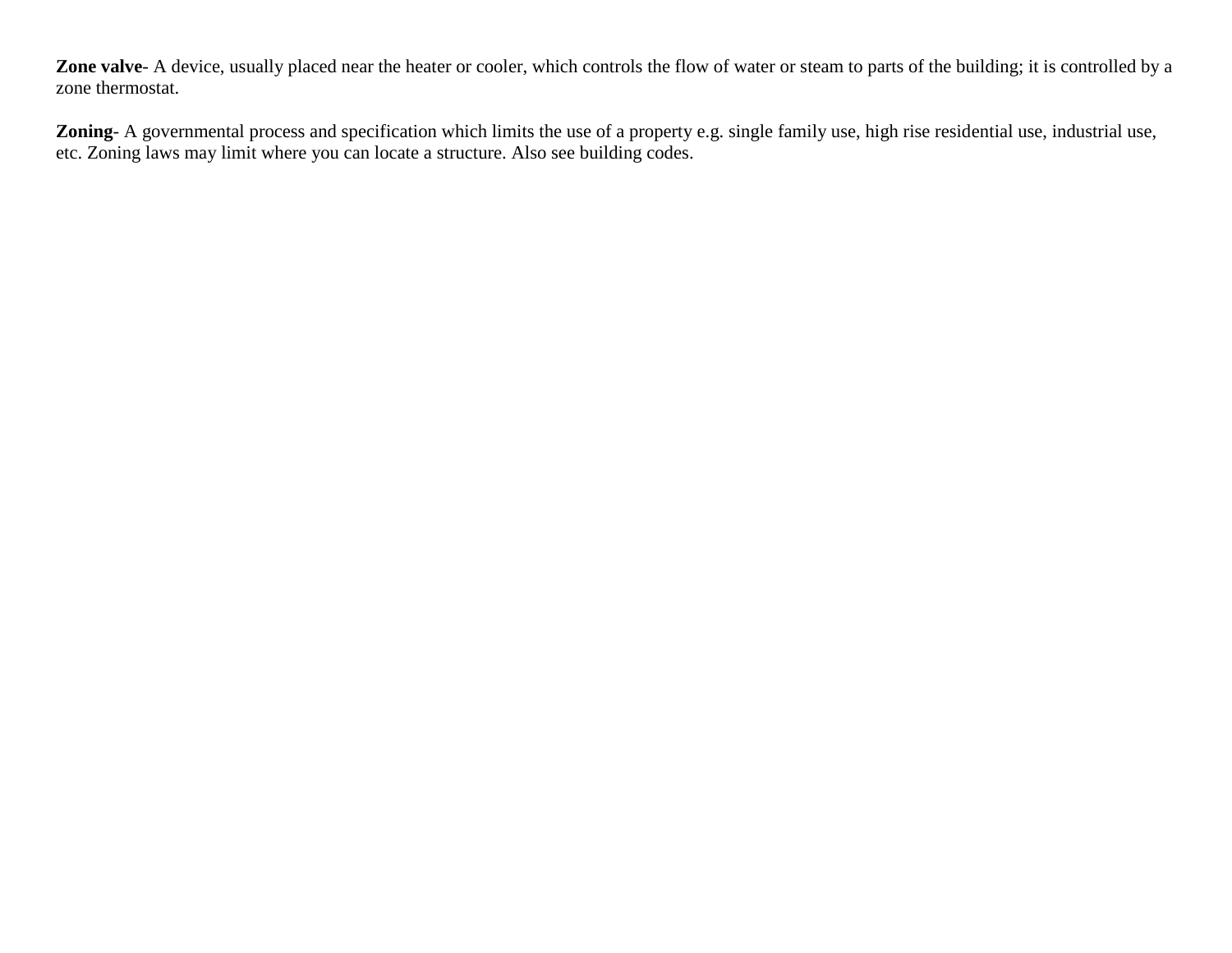**Zone valve**- A device, usually placed near the heater or cooler, which controls the flow of water or steam to parts of the building; it is controlled by a zone thermostat.

**Zoning**- A governmental process and specification which limits the use of a property e.g. single family use, high rise residential use, industrial use, etc. Zoning laws may limit where you can locate a structure. Also see building codes.